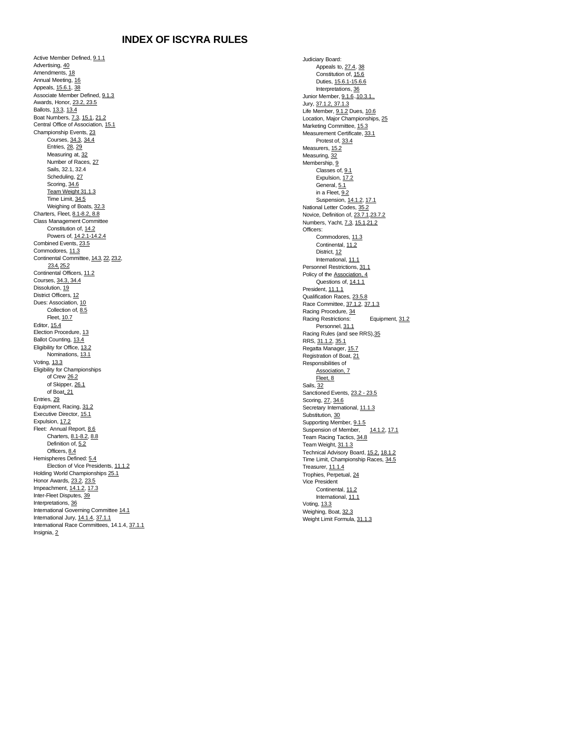# INDEX OF ISCYRA RULES

Active Member Defined, 9.1.1
Advertising, 40
Amendments, 18
Annual Meeting, 16
Appeals, 15.6.1, 38
Associate Member Defined, 9.1.3
Awards, Honor, 23.2, 23.5
Ballots, 13.3, 13.4
Boat Numbers, 7.3, 15.1, 21.2
Central Office of Association, 15.1
Championship Events, 23
- Courses, 34.3, 34.4
- Entries, 28, 29
- Measuring at, 32
- Number of Races, 27
- Sails, 32.1, 32.4
- Scheduling, 27
- Scoring, 34.6
- Team Weight 31.1.3
- Time Limit, 34.5
- Weighing of Boats, 32.3

Charters, Fleet, 8.1-8.2, 8.8
Class Management Committee
- Constitution of, 14.2
- Powers of, 14.2.1-14.2.4

Combined Events, 23.5
Commodores, 11.3
Continental Committee, 14.3, 22, 23.2, 23.4, 25.2
Continental Officers, 11.2
Courses, 34.3, 34.4
Dissolution, 19
District Officers, 12
Dues: Association, 10
- Collection of, 8.5
- Fleet, 10.7

Editor, 15.4
Election Procedure, 13
Ballot Counting, 13.4
Eligibility for Office, 13.2
- Nominations, 13.1

Voting, 13.3
Eligibility for Championships
- of Crew 26.2
- of Skipper, 26.1
- of Boat, 21

Entries, 29
Equipment, Racing, 31.2
Executive Director, 15.1
Expulsion, 17.2
Fleet: Annual Report, 8.6
- Charters, 8.1-8.2, 8.8
- Definition of, 5.2
- Officers, 8.4

Hemispheres Defined: 5.4
- Election of Vice Presidents, 11.1.2

Holding World Championships 25.1
Honor Awards, 23.2, 23.5
Impeachment, 14.1.2, 17.3
Inter-Fleet Disputes, 39
Interpretations, 36
International Governing Committee 14.1
International Jury, 14.1.4, 37.1.1
International Race Committees, 14.1.4, 37.1.1
Insignia, 2

Judiciary Board:
- Appeals to, 27.4, 38
- Constitution of, 15.6
- Duties, 15.6.1-15.6.6
- Interpretations, 36

Junior Member, 9.1.6, 10.3.1.,
Jury, 37.1.2, 37.1.3
Life Member, 9.1.2 Dues, 10.6
Location, Major Championships, 25
Marketing Committee, 15.3
Measurement Certificate, 33.1
- Protest of, 33.4

Measurers, 15.2
Measuring, 32
Membership, 9
- Classes of, 9.1
- Expulsion, 17.2
- General, 5.1
- in a Fleet, 9.2
- Suspension, 14.1.2, 17.1

National Letter Codes, 35.2
Novice, Definition of, 23.7.1, 23.7.2
Numbers, Yacht, 7.3, 15.1, 21.2
Officers:
- Commodores, 11.3
- Continental, 11.2
- District, 12
- International, 11.1

Personnel Restrictions, 31.1
Policy of the Association, 4
- Questions of, 14.1.1

President, 11.1.1
Qualification Races, 23.5.8
Race Committee, 37.1.2, 37.1.3
Racing Procedure, 34
Racing Restrictions: Equipment, 31.2
- Personnel, 31.1

Racing Rules (and see RRS), 35
RRS, 31.1.2, 35.1
Regatta Manager, 15.7
Registration of Boat, 21
Responsibilities of
- Association, 7
- Fleet, 8

Sails, 32
Sanctioned Events, 23.2 - 23.5
Scoring, 27, 34.6
Secretary International, 11.1.3
Substitution, 30
Supporting Member, 9.1.5
Suspension of Member, 14.1.2, 17.1
Team Racing Tactics, 34.8
Team Weight, 31.1.3
Technical Advisory Board, 15.2, 18.1.2
Time Limit, Championship Races, 34.5
Treasurer, 11.1.4
Trophies, Perpetual, 24
Vice President
- Continental, 11.2
- International, 11.1

Voting, 13.3
Weighing, Boat, 32.3
Weight Limit Formula, 31.1.3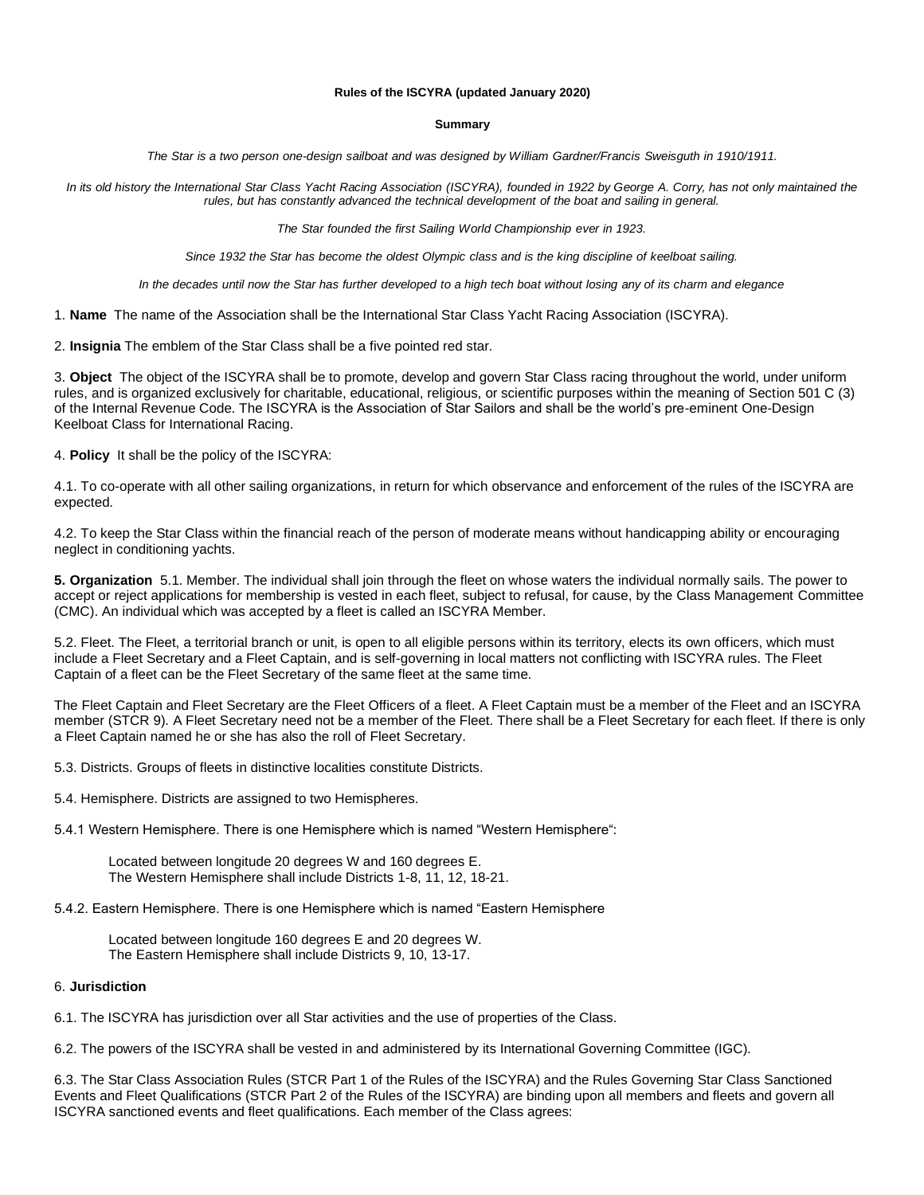**Rules of the ISCYRA (updated January 2020)**

**Summary**

*The Star is a two person one-design sailboat and was designed by William Gardner/Francis Sweisguth in 1910/1911.*

*In its old history the International Star Class Yacht Racing Association (ISCYRA), founded in 1922 by George A. Corry, has not only maintained the rules, but has constantly advanced the technical development of the boat and sailing in general.*

*The Star founded the first Sailing World Championship ever in 1923.*

*Since 1932 the Star has become the oldest Olympic class and is the king discipline of keelboat sailing.*

*In the decades until now the Star has further developed to a high tech boat without losing any of its charm and elegance*

1. **Name** The name of the Association shall be the International Star Class Yacht Racing Association (ISCYRA).

2. **Insignia** The emblem of the Star Class shall be a five pointed red star.

3. **Object** The object of the ISCYRA shall be to promote, develop and govern Star Class racing throughout the world, under uniform rules, and is organized exclusively for charitable, educational, religious, or scientific purposes within the meaning of Section 501 C (3) of the Internal Revenue Code. The ISCYRA is the Association of Star Sailors and shall be the world's pre-eminent One-Design Keelboat Class for International Racing.

4. **Policy** It shall be the policy of the ISCYRA:

4.1. To co-operate with all other sailing organizations, in return for which observance and enforcement of the rules of the ISCYRA are expected.

4.2. To keep the Star Class within the financial reach of the person of moderate means without handicapping ability or encouraging neglect in conditioning yachts.

**5. Organization** 5.1. Member. The individual shall join through the fleet on whose waters the individual normally sails. The power to accept or reject applications for membership is vested in each fleet, subject to refusal, for cause, by the Class Management Committee (CMC). An individual which was accepted by a fleet is called an ISCYRA Member.

5.2. Fleet. The Fleet, a territorial branch or unit, is open to all eligible persons within its territory, elects its own officers, which must include a Fleet Secretary and a Fleet Captain, and is self-governing in local matters not conflicting with ISCYRA rules. The Fleet Captain of a fleet can be the Fleet Secretary of the same fleet at the same time.

The Fleet Captain and Fleet Secretary are the Fleet Officers of a fleet. A Fleet Captain must be a member of the Fleet and an ISCYRA member (STCR 9). A Fleet Secretary need not be a member of the Fleet. There shall be a Fleet Secretary for each fleet. If there is only a Fleet Captain named he or she has also the roll of Fleet Secretary.

5.3. Districts. Groups of fleets in distinctive localities constitute Districts.

5.4. Hemisphere. Districts are assigned to two Hemispheres.

5.4.1 Western Hemisphere. There is one Hemisphere which is named "Western Hemisphere":

> Located between longitude 20 degrees W and 160 degrees E.
> The Western Hemisphere shall include Districts 1-8, 11, 12, 18-21.

5.4.2. Eastern Hemisphere. There is one Hemisphere which is named "Eastern Hemisphere

> Located between longitude 160 degrees E and 20 degrees W.
> The Eastern Hemisphere shall include Districts 9, 10, 13-17.

6. **Jurisdiction**

6.1. The ISCYRA has jurisdiction over all Star activities and the use of properties of the Class.

6.2. The powers of the ISCYRA shall be vested in and administered by its International Governing Committee (IGC).

6.3. The Star Class Association Rules (STCR Part 1 of the Rules of the ISCYRA) and the Rules Governing Star Class Sanctioned Events and Fleet Qualifications (STCR Part 2 of the Rules of the ISCYRA) are binding upon all members and fleets and govern all ISCYRA sanctioned events and fleet qualifications. Each member of the Class agrees: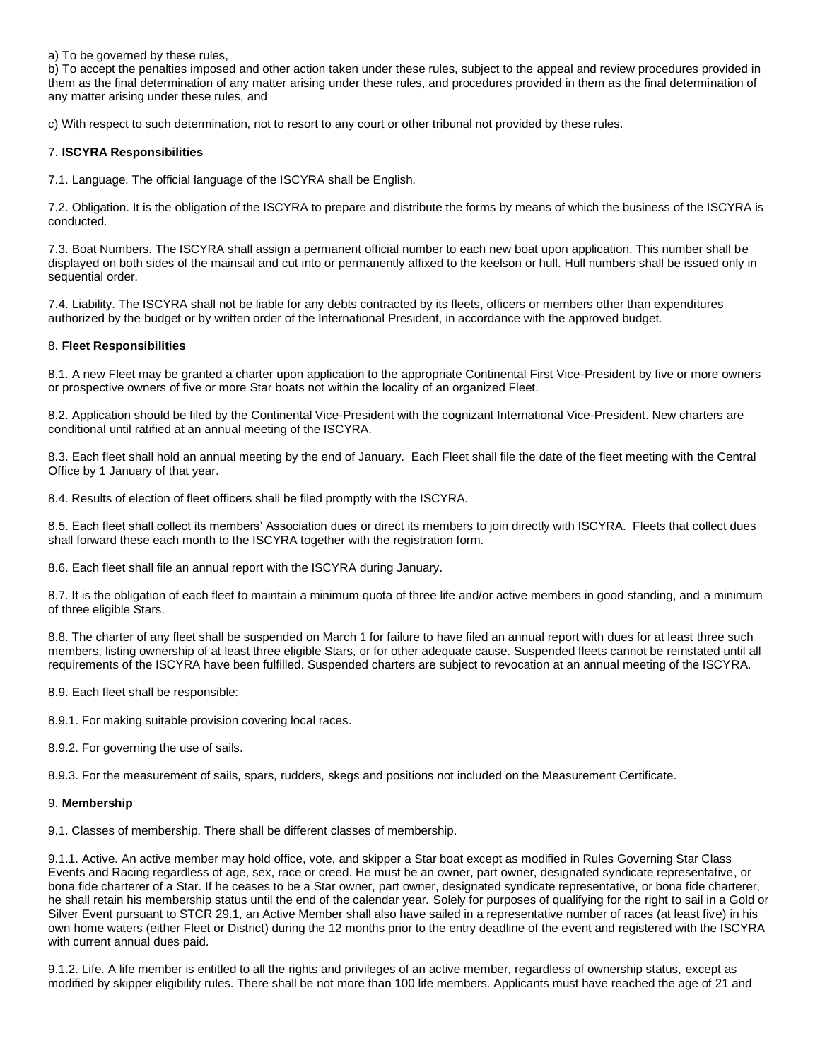a) To be governed by these rules,

b) To accept the penalties imposed and other action taken under these rules, subject to the appeal and review procedures provided in them as the final determination of any matter arising under these rules, and procedures provided in them as the final determination of any matter arising under these rules, and

c) With respect to such determination, not to resort to any court or other tribunal not provided by these rules.

7. **ISCYRA Responsibilities**

7.1. Language. The official language of the ISCYRA shall be English.

7.2. Obligation. It is the obligation of the ISCYRA to prepare and distribute the forms by means of which the business of the ISCYRA is conducted.

7.3. Boat Numbers. The ISCYRA shall assign a permanent official number to each new boat upon application. This number shall be displayed on both sides of the mainsail and cut into or permanently affixed to the keelson or hull. Hull numbers shall be issued only in sequential order.

7.4. Liability. The ISCYRA shall not be liable for any debts contracted by its fleets, officers or members other than expenditures authorized by the budget or by written order of the International President, in accordance with the approved budget.

8. **Fleet Responsibilities**

8.1. A new Fleet may be granted a charter upon application to the appropriate Continental First Vice-President by five or more owners or prospective owners of five or more Star boats not within the locality of an organized Fleet.

8.2. Application should be filed by the Continental Vice-President with the cognizant International Vice-President. New charters are conditional until ratified at an annual meeting of the ISCYRA.

8.3. Each fleet shall hold an annual meeting by the end of January. Each Fleet shall file the date of the fleet meeting with the Central Office by 1 January of that year.

8.4. Results of election of fleet officers shall be filed promptly with the ISCYRA.

8.5. Each fleet shall collect its members' Association dues or direct its members to join directly with ISCYRA. Fleets that collect dues shall forward these each month to the ISCYRA together with the registration form.

8.6. Each fleet shall file an annual report with the ISCYRA during January.

8.7. It is the obligation of each fleet to maintain a minimum quota of three life and/or active members in good standing, and a minimum of three eligible Stars.

8.8. The charter of any fleet shall be suspended on March 1 for failure to have filed an annual report with dues for at least three such members, listing ownership of at least three eligible Stars, or for other adequate cause. Suspended fleets cannot be reinstated until all requirements of the ISCYRA have been fulfilled. Suspended charters are subject to revocation at an annual meeting of the ISCYRA.

8.9. Each fleet shall be responsible:

8.9.1. For making suitable provision covering local races.

8.9.2. For governing the use of sails.

8.9.3. For the measurement of sails, spars, rudders, skegs and positions not included on the Measurement Certificate.

9. **Membership**

9.1. Classes of membership. There shall be different classes of membership.

9.1.1. Active. An active member may hold office, vote, and skipper a Star boat except as modified in Rules Governing Star Class Events and Racing regardless of age, sex, race or creed. He must be an owner, part owner, designated syndicate representative, or bona fide charterer of a Star. If he ceases to be a Star owner, part owner, designated syndicate representative, or bona fide charterer, he shall retain his membership status until the end of the calendar year. Solely for purposes of qualifying for the right to sail in a Gold or Silver Event pursuant to STCR 29.1, an Active Member shall also have sailed in a representative number of races (at least five) in his own home waters (either Fleet or District) during the 12 months prior to the entry deadline of the event and registered with the ISCYRA with current annual dues paid.

9.1.2. Life. A life member is entitled to all the rights and privileges of an active member, regardless of ownership status, except as modified by skipper eligibility rules. There shall be not more than 100 life members. Applicants must have reached the age of 21 and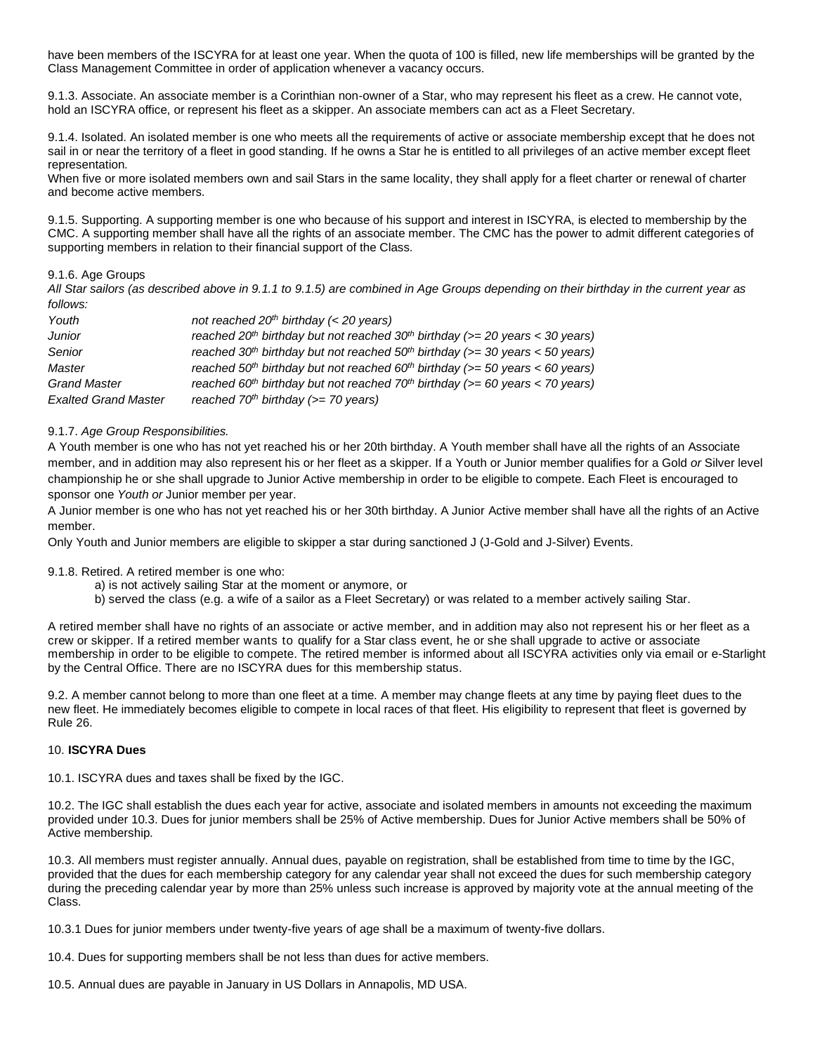have been members of the ISCYRA for at least one year. When the quota of 100 is filled, new life memberships will be granted by the Class Management Committee in order of application whenever a vacancy occurs.

9.1.3. Associate. An associate member is a Corinthian non-owner of a Star, who may represent his fleet as a crew. He cannot vote, hold an ISCYRA office, or represent his fleet as a skipper. An associate members can act as a Fleet Secretary.

9.1.4. Isolated. An isolated member is one who meets all the requirements of active or associate membership except that he does not sail in or near the territory of a fleet in good standing. If he owns a Star he is entitled to all privileges of an active member except fleet representation.
When five or more isolated members own and sail Stars in the same locality, they shall apply for a fleet charter or renewal of charter and become active members.

9.1.5. Supporting. A supporting member is one who because of his support and interest in ISCYRA, is elected to membership by the CMC. A supporting member shall have all the rights of an associate member. The CMC has the power to admit different categories of supporting members in relation to their financial support of the Class.

9.1.6. Age Groups
*All Star sailors (as described above in 9.1.1 to 9.1.5) are combined in Age Groups depending on their birthday in the current year as follows:*

| | |
|---|---|
| *Youth* | *not reached 20th birthday (< 20 years)* |
| *Junior* | *reached 20th birthday but not reached 30th birthday (>= 20 years < 30 years)* |
| *Senior* | *reached 30th birthday but not reached 50th birthday (>= 30 years < 50 years)* |
| *Master* | *reached 50th birthday but not reached 60th birthday (>= 50 years < 60 years)* |
| *Grand Master* | *reached 60th birthday but not reached 70th birthday (>= 60 years < 70 years)* |
| *Exalted Grand Master* | *reached 70th birthday (>= 70 years)* |

9.1.7. *Age Group Responsibilities.*
A Youth member is one who has not yet reached his or her 20th birthday. A Youth member shall have all the rights of an Associate member, and in addition may also represent his or her fleet as a skipper. If a Youth or Junior member qualifies for a Gold *or* Silver level championship he or she shall upgrade to Junior Active membership in order to be eligible to compete. Each Fleet is encouraged to sponsor one *Youth or* Junior member per year.
A Junior member is one who has not yet reached his or her 30th birthday. A Junior Active member shall have all the rights of an Active member.
Only Youth and Junior members are eligible to skipper a star during sanctioned J (J-Gold and J-Silver) Events.

9.1.8. Retired. A retired member is one who:

a) is not actively sailing Star at the moment or anymore, or
b) served the class (e.g. a wife of a sailor as a Fleet Secretary) or was related to a member actively sailing Star.

A retired member shall have no rights of an associate or active member, and in addition may also not represent his or her fleet as a crew or skipper. If a retired member wants to qualify for a Star class event, he or she shall upgrade to active or associate membership in order to be eligible to compete. The retired member is informed about all ISCYRA activities only via email or e-Starlight by the Central Office. There are no ISCYRA dues for this membership status.

9.2. A member cannot belong to more than one fleet at a time. A member may change fleets at any time by paying fleet dues to the new fleet. He immediately becomes eligible to compete in local races of that fleet. His eligibility to represent that fleet is governed by Rule 26.

10. **ISCYRA Dues**

10.1. ISCYRA dues and taxes shall be fixed by the IGC.

10.2. The IGC shall establish the dues each year for active, associate and isolated members in amounts not exceeding the maximum provided under 10.3. Dues for junior members shall be 25% of Active membership. Dues for Junior Active members shall be 50% of Active membership.

10.3. All members must register annually. Annual dues, payable on registration, shall be established from time to time by the IGC, provided that the dues for each membership category for any calendar year shall not exceed the dues for such membership category during the preceding calendar year by more than 25% unless such increase is approved by majority vote at the annual meeting of the Class.

10.3.1 Dues for junior members under twenty-five years of age shall be a maximum of twenty-five dollars.

10.4. Dues for supporting members shall be not less than dues for active members.

10.5. Annual dues are payable in January in US Dollars in Annapolis, MD USA.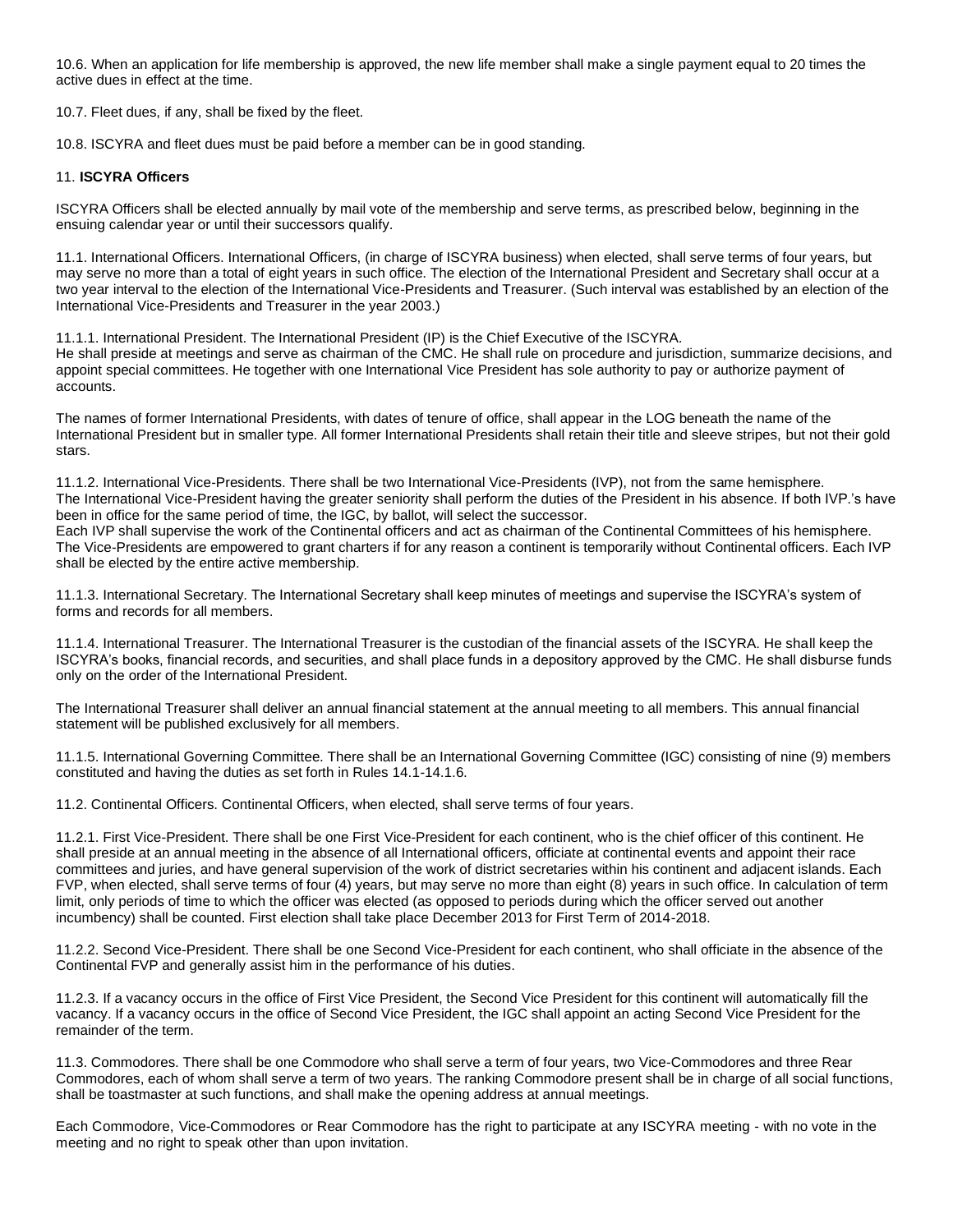10.6. When an application for life membership is approved, the new life member shall make a single payment equal to 20 times the active dues in effect at the time.

10.7. Fleet dues, if any, shall be fixed by the fleet.

10.8. ISCYRA and fleet dues must be paid before a member can be in good standing.

## 11. **ISCYRA Officers**

ISCYRA Officers shall be elected annually by mail vote of the membership and serve terms, as prescribed below, beginning in the ensuing calendar year or until their successors qualify.

11.1. International Officers. International Officers, (in charge of ISCYRA business) when elected, shall serve terms of four years, but may serve no more than a total of eight years in such office. The election of the International President and Secretary shall occur at a two year interval to the election of the International Vice-Presidents and Treasurer. (Such interval was established by an election of the International Vice-Presidents and Treasurer in the year 2003.)

11.1.1. International President. The International President (IP) is the Chief Executive of the ISCYRA.
He shall preside at meetings and serve as chairman of the CMC. He shall rule on procedure and jurisdiction, summarize decisions, and appoint special committees. He together with one International Vice President has sole authority to pay or authorize payment of accounts.

The names of former International Presidents, with dates of tenure of office, shall appear in the LOG beneath the name of the International President but in smaller type. All former International Presidents shall retain their title and sleeve stripes, but not their gold stars.

11.1.2. International Vice-Presidents. There shall be two International Vice-Presidents (IVP), not from the same hemisphere.
The International Vice-President having the greater seniority shall perform the duties of the President in his absence. If both IVP.'s have been in office for the same period of time, the IGC, by ballot, will select the successor.
Each IVP shall supervise the work of the Continental officers and act as chairman of the Continental Committees of his hemisphere. The Vice-Presidents are empowered to grant charters if for any reason a continent is temporarily without Continental officers. Each IVP shall be elected by the entire active membership.

11.1.3. International Secretary. The International Secretary shall keep minutes of meetings and supervise the ISCYRA's system of forms and records for all members.

11.1.4. International Treasurer. The International Treasurer is the custodian of the financial assets of the ISCYRA. He shall keep the ISCYRA's books, financial records, and securities, and shall place funds in a depository approved by the CMC. He shall disburse funds only on the order of the International President.

The International Treasurer shall deliver an annual financial statement at the annual meeting to all members. This annual financial statement will be published exclusively for all members.

11.1.5. International Governing Committee. There shall be an International Governing Committee (IGC) consisting of nine (9) members constituted and having the duties as set forth in Rules 14.1-14.1.6.

11.2. Continental Officers. Continental Officers, when elected, shall serve terms of four years.

11.2.1. First Vice-President. There shall be one First Vice-President for each continent, who is the chief officer of this continent. He shall preside at an annual meeting in the absence of all International officers, officiate at continental events and appoint their race committees and juries, and have general supervision of the work of district secretaries within his continent and adjacent islands. Each FVP, when elected, shall serve terms of four (4) years, but may serve no more than eight (8) years in such office. In calculation of term limit, only periods of time to which the officer was elected (as opposed to periods during which the officer served out another incumbency) shall be counted. First election shall take place December 2013 for First Term of 2014-2018.

11.2.2. Second Vice-President. There shall be one Second Vice-President for each continent, who shall officiate in the absence of the Continental FVP and generally assist him in the performance of his duties.

11.2.3. If a vacancy occurs in the office of First Vice President, the Second Vice President for this continent will automatically fill the vacancy. If a vacancy occurs in the office of Second Vice President, the IGC shall appoint an acting Second Vice President for the remainder of the term.

11.3. Commodores. There shall be one Commodore who shall serve a term of four years, two Vice-Commodores and three Rear Commodores, each of whom shall serve a term of two years. The ranking Commodore present shall be in charge of all social functions, shall be toastmaster at such functions, and shall make the opening address at annual meetings.

Each Commodore, Vice-Commodores or Rear Commodore has the right to participate at any ISCYRA meeting - with no vote in the meeting and no right to speak other than upon invitation.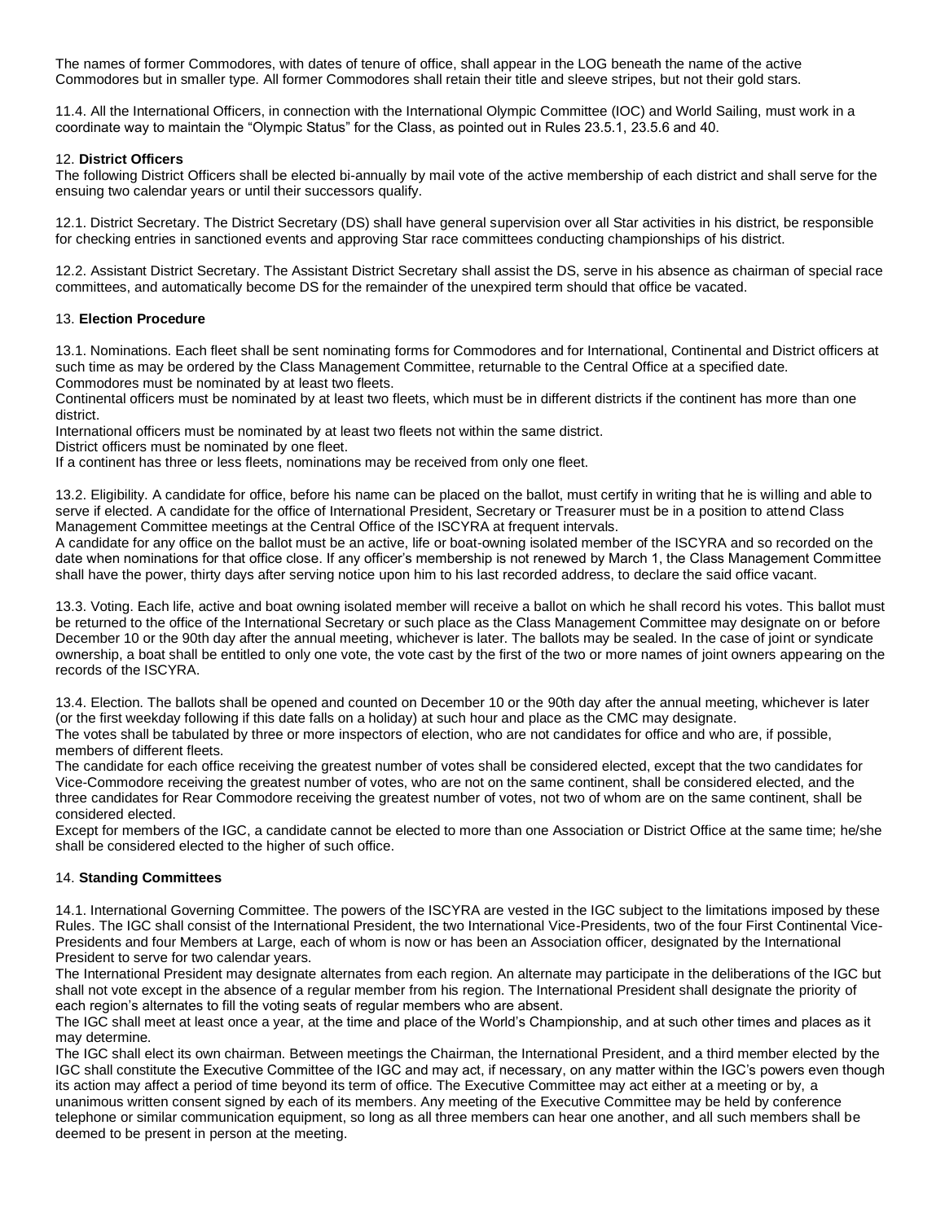The names of former Commodores, with dates of tenure of office, shall appear in the LOG beneath the name of the active Commodores but in smaller type. All former Commodores shall retain their title and sleeve stripes, but not their gold stars.

11.4. All the International Officers, in connection with the International Olympic Committee (IOC) and World Sailing, must work in a coordinate way to maintain the "Olympic Status" for the Class, as pointed out in Rules 23.5.1, 23.5.6 and 40.

12. **District Officers**
The following District Officers shall be elected bi-annually by mail vote of the active membership of each district and shall serve for the ensuing two calendar years or until their successors qualify.

12.1. District Secretary. The District Secretary (DS) shall have general supervision over all Star activities in his district, be responsible for checking entries in sanctioned events and approving Star race committees conducting championships of his district.

12.2. Assistant District Secretary. The Assistant District Secretary shall assist the DS, serve in his absence as chairman of special race committees, and automatically become DS for the remainder of the unexpired term should that office be vacated.

13. **Election Procedure**

13.1. Nominations. Each fleet shall be sent nominating forms for Commodores and for International, Continental and District officers at such time as may be ordered by the Class Management Committee, returnable to the Central Office at a specified date.
Commodores must be nominated by at least two fleets.
Continental officers must be nominated by at least two fleets, which must be in different districts if the continent has more than one district.
International officers must be nominated by at least two fleets not within the same district.
District officers must be nominated by one fleet.
If a continent has three or less fleets, nominations may be received from only one fleet.

13.2. Eligibility. A candidate for office, before his name can be placed on the ballot, must certify in writing that he is willing and able to serve if elected. A candidate for the office of International President, Secretary or Treasurer must be in a position to attend Class Management Committee meetings at the Central Office of the ISCYRA at frequent intervals.
A candidate for any office on the ballot must be an active, life or boat-owning isolated member of the ISCYRA and so recorded on the date when nominations for that office close. If any officer's membership is not renewed by March 1, the Class Management Committee shall have the power, thirty days after serving notice upon him to his last recorded address, to declare the said office vacant.

13.3. Voting. Each life, active and boat owning isolated member will receive a ballot on which he shall record his votes. This ballot must be returned to the office of the International Secretary or such place as the Class Management Committee may designate on or before December 10 or the 90th day after the annual meeting, whichever is later. The ballots may be sealed. In the case of joint or syndicate ownership, a boat shall be entitled to only one vote, the vote cast by the first of the two or more names of joint owners appearing on the records of the ISCYRA.

13.4. Election. The ballots shall be opened and counted on December 10 or the 90th day after the annual meeting, whichever is later (or the first weekday following if this date falls on a holiday) at such hour and place as the CMC may designate.
The votes shall be tabulated by three or more inspectors of election, who are not candidates for office and who are, if possible, members of different fleets.
The candidate for each office receiving the greatest number of votes shall be considered elected, except that the two candidates for Vice-Commodore receiving the greatest number of votes, who are not on the same continent, shall be considered elected, and the three candidates for Rear Commodore receiving the greatest number of votes, not two of whom are on the same continent, shall be considered elected.
Except for members of the IGC, a candidate cannot be elected to more than one Association or District Office at the same time; he/she shall be considered elected to the higher of such office.

14. **Standing Committees**

14.1. International Governing Committee. The powers of the ISCYRA are vested in the IGC subject to the limitations imposed by these Rules. The IGC shall consist of the International President, the two International Vice-Presidents, two of the four First Continental Vice-Presidents and four Members at Large, each of whom is now or has been an Association officer, designated by the International President to serve for two calendar years.
The International President may designate alternates from each region. An alternate may participate in the deliberations of the IGC but shall not vote except in the absence of a regular member from his region. The International President shall designate the priority of each region's alternates to fill the voting seats of regular members who are absent.
The IGC shall meet at least once a year, at the time and place of the World's Championship, and at such other times and places as it may determine.
The IGC shall elect its own chairman. Between meetings the Chairman, the International President, and a third member elected by the IGC shall constitute the Executive Committee of the IGC and may act, if necessary, on any matter within the IGC's powers even though its action may affect a period of time beyond its term of office. The Executive Committee may act either at a meeting or by, a unanimous written consent signed by each of its members. Any meeting of the Executive Committee may be held by conference telephone or similar communication equipment, so long as all three members can hear one another, and all such members shall be deemed to be present in person at the meeting.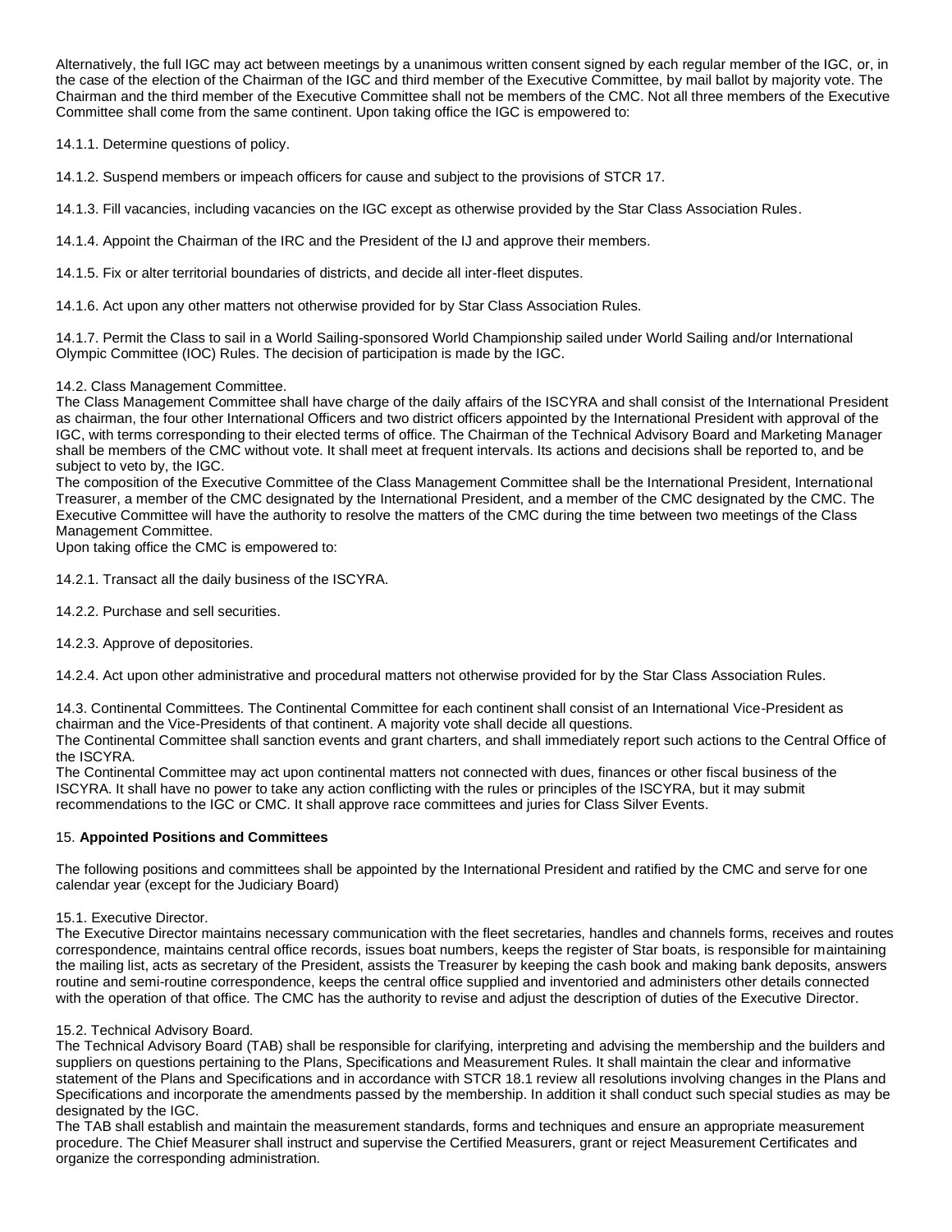Alternatively, the full IGC may act between meetings by a unanimous written consent signed by each regular member of the IGC, or, in the case of the election of the Chairman of the IGC and third member of the Executive Committee, by mail ballot by majority vote. The Chairman and the third member of the Executive Committee shall not be members of the CMC. Not all three members of the Executive Committee shall come from the same continent. Upon taking office the IGC is empowered to:

14.1.1. Determine questions of policy.

14.1.2. Suspend members or impeach officers for cause and subject to the provisions of STCR 17.

14.1.3. Fill vacancies, including vacancies on the IGC except as otherwise provided by the Star Class Association Rules.

14.1.4. Appoint the Chairman of the IRC and the President of the IJ and approve their members.

14.1.5. Fix or alter territorial boundaries of districts, and decide all inter-fleet disputes.

14.1.6. Act upon any other matters not otherwise provided for by Star Class Association Rules.

14.1.7. Permit the Class to sail in a World Sailing-sponsored World Championship sailed under World Sailing and/or International Olympic Committee (IOC) Rules. The decision of participation is made by the IGC.

14.2. Class Management Committee.
The Class Management Committee shall have charge of the daily affairs of the ISCYRA and shall consist of the International President as chairman, the four other International Officers and two district officers appointed by the International President with approval of the IGC, with terms corresponding to their elected terms of office. The Chairman of the Technical Advisory Board and Marketing Manager shall be members of the CMC without vote. It shall meet at frequent intervals. Its actions and decisions shall be reported to, and be subject to veto by, the IGC.
The composition of the Executive Committee of the Class Management Committee shall be the International President, International Treasurer, a member of the CMC designated by the International President, and a member of the CMC designated by the CMC. The Executive Committee will have the authority to resolve the matters of the CMC during the time between two meetings of the Class Management Committee.
Upon taking office the CMC is empowered to:

14.2.1. Transact all the daily business of the ISCYRA.

14.2.2. Purchase and sell securities.

14.2.3. Approve of depositories.

14.2.4. Act upon other administrative and procedural matters not otherwise provided for by the Star Class Association Rules.

14.3. Continental Committees. The Continental Committee for each continent shall consist of an International Vice-President as chairman and the Vice-Presidents of that continent. A majority vote shall decide all questions.
The Continental Committee shall sanction events and grant charters, and shall immediately report such actions to the Central Office of the ISCYRA.
The Continental Committee may act upon continental matters not connected with dues, finances or other fiscal business of the ISCYRA. It shall have no power to take any action conflicting with the rules or principles of the ISCYRA, but it may submit recommendations to the IGC or CMC. It shall approve race committees and juries for Class Silver Events.

## 15. **Appointed Positions and Committees**

The following positions and committees shall be appointed by the International President and ratified by the CMC and serve for one calendar year (except for the Judiciary Board)

15.1. Executive Director.
The Executive Director maintains necessary communication with the fleet secretaries, handles and channels forms, receives and routes correspondence, maintains central office records, issues boat numbers, keeps the register of Star boats, is responsible for maintaining the mailing list, acts as secretary of the President, assists the Treasurer by keeping the cash book and making bank deposits, answers routine and semi-routine correspondence, keeps the central office supplied and inventoried and administers other details connected with the operation of that office. The CMC has the authority to revise and adjust the description of duties of the Executive Director.

15.2. Technical Advisory Board.
The Technical Advisory Board (TAB) shall be responsible for clarifying, interpreting and advising the membership and the builders and suppliers on questions pertaining to the Plans, Specifications and Measurement Rules. It shall maintain the clear and informative statement of the Plans and Specifications and in accordance with STCR 18.1 review all resolutions involving changes in the Plans and Specifications and incorporate the amendments passed by the membership. In addition it shall conduct such special studies as may be designated by the IGC.
The TAB shall establish and maintain the measurement standards, forms and techniques and ensure an appropriate measurement procedure. The Chief Measurer shall instruct and supervise the Certified Measurers, grant or reject Measurement Certificates and organize the corresponding administration.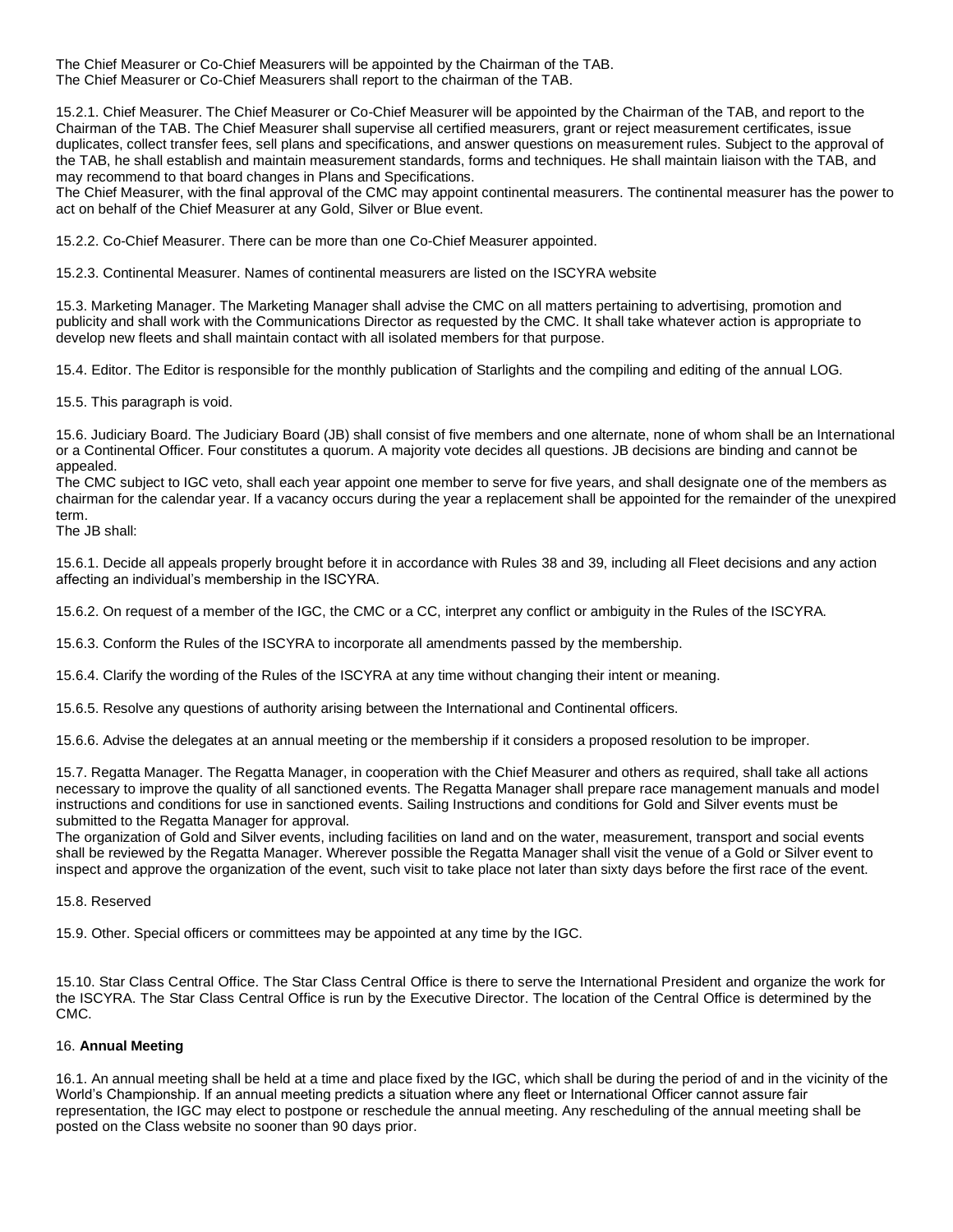The Chief Measurer or Co-Chief Measurers will be appointed by the Chairman of the TAB.
The Chief Measurer or Co-Chief Measurers shall report to the chairman of the TAB.

15.2.1. Chief Measurer. The Chief Measurer or Co-Chief Measurer will be appointed by the Chairman of the TAB, and report to the Chairman of the TAB. The Chief Measurer shall supervise all certified measurers, grant or reject measurement certificates, issue duplicates, collect transfer fees, sell plans and specifications, and answer questions on measurement rules. Subject to the approval of the TAB, he shall establish and maintain measurement standards, forms and techniques. He shall maintain liaison with the TAB, and may recommend to that board changes in Plans and Specifications.
The Chief Measurer, with the final approval of the CMC may appoint continental measurers. The continental measurer has the power to act on behalf of the Chief Measurer at any Gold, Silver or Blue event.

15.2.2. Co-Chief Measurer. There can be more than one Co-Chief Measurer appointed.

15.2.3. Continental Measurer. Names of continental measurers are listed on the ISCYRA website

15.3. Marketing Manager. The Marketing Manager shall advise the CMC on all matters pertaining to advertising, promotion and publicity and shall work with the Communications Director as requested by the CMC. It shall take whatever action is appropriate to develop new fleets and shall maintain contact with all isolated members for that purpose.

15.4. Editor. The Editor is responsible for the monthly publication of Starlights and the compiling and editing of the annual LOG.

15.5. This paragraph is void.

15.6. Judiciary Board. The Judiciary Board (JB) shall consist of five members and one alternate, none of whom shall be an International or a Continental Officer. Four constitutes a quorum. A majority vote decides all questions. JB decisions are binding and cannot be appealed.
The CMC subject to IGC veto, shall each year appoint one member to serve for five years, and shall designate one of the members as chairman for the calendar year. If a vacancy occurs during the year a replacement shall be appointed for the remainder of the unexpired term.
The JB shall:

15.6.1. Decide all appeals properly brought before it in accordance with Rules 38 and 39, including all Fleet decisions and any action affecting an individual's membership in the ISCYRA.

15.6.2. On request of a member of the IGC, the CMC or a CC, interpret any conflict or ambiguity in the Rules of the ISCYRA.

15.6.3. Conform the Rules of the ISCYRA to incorporate all amendments passed by the membership.

15.6.4. Clarify the wording of the Rules of the ISCYRA at any time without changing their intent or meaning.

15.6.5. Resolve any questions of authority arising between the International and Continental officers.

15.6.6. Advise the delegates at an annual meeting or the membership if it considers a proposed resolution to be improper.

15.7. Regatta Manager. The Regatta Manager, in cooperation with the Chief Measurer and others as required, shall take all actions necessary to improve the quality of all sanctioned events. The Regatta Manager shall prepare race management manuals and model instructions and conditions for use in sanctioned events. Sailing Instructions and conditions for Gold and Silver events must be submitted to the Regatta Manager for approval.
The organization of Gold and Silver events, including facilities on land and on the water, measurement, transport and social events shall be reviewed by the Regatta Manager. Wherever possible the Regatta Manager shall visit the venue of a Gold or Silver event to inspect and approve the organization of the event, such visit to take place not later than sixty days before the first race of the event.

15.8. Reserved

15.9. Other. Special officers or committees may be appointed at any time by the IGC.

15.10. Star Class Central Office. The Star Class Central Office is there to serve the International President and organize the work for the ISCYRA. The Star Class Central Office is run by the Executive Director. The location of the Central Office is determined by the CMC.

16. **Annual Meeting**

16.1. An annual meeting shall be held at a time and place fixed by the IGC, which shall be during the period of and in the vicinity of the World's Championship. If an annual meeting predicts a situation where any fleet or International Officer cannot assure fair representation, the IGC may elect to postpone or reschedule the annual meeting. Any rescheduling of the annual meeting shall be posted on the Class website no sooner than 90 days prior.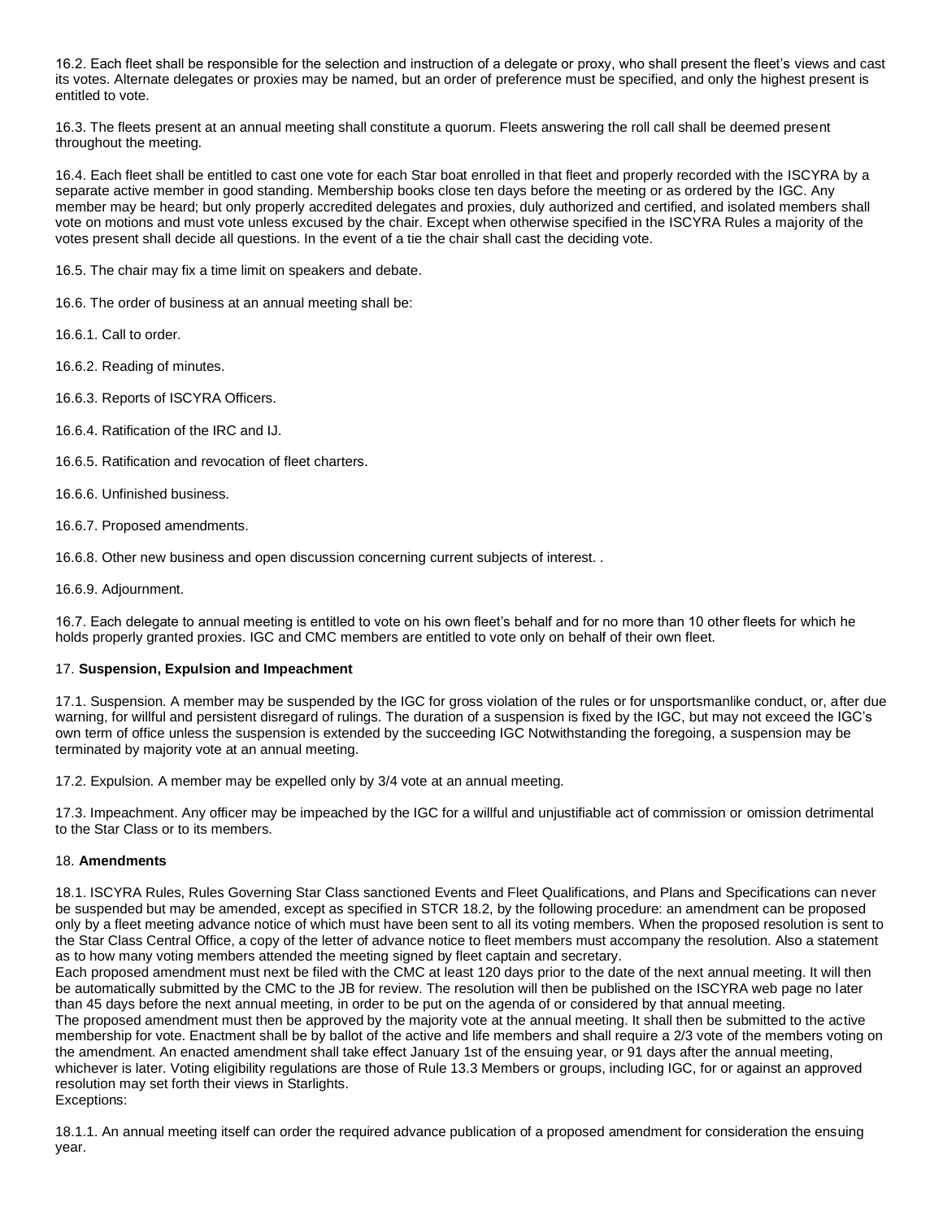16.2. Each fleet shall be responsible for the selection and instruction of a delegate or proxy, who shall present the fleet's views and cast its votes. Alternate delegates or proxies may be named, but an order of preference must be specified, and only the highest present is entitled to vote.

16.3. The fleets present at an annual meeting shall constitute a quorum. Fleets answering the roll call shall be deemed present throughout the meeting.

16.4. Each fleet shall be entitled to cast one vote for each Star boat enrolled in that fleet and properly recorded with the ISCYRA by a separate active member in good standing. Membership books close ten days before the meeting or as ordered by the IGC. Any member may be heard; but only properly accredited delegates and proxies, duly authorized and certified, and isolated members shall vote on motions and must vote unless excused by the chair. Except when otherwise specified in the ISCYRA Rules a majority of the votes present shall decide all questions. In the event of a tie the chair shall cast the deciding vote.

16.5. The chair may fix a time limit on speakers and debate.

16.6. The order of business at an annual meeting shall be:

16.6.1. Call to order.

16.6.2. Reading of minutes.

16.6.3. Reports of ISCYRA Officers.

16.6.4. Ratification of the IRC and IJ.

16.6.5. Ratification and revocation of fleet charters.

16.6.6. Unfinished business.

16.6.7. Proposed amendments.

16.6.8. Other new business and open discussion concerning current subjects of interest. .

16.6.9. Adjournment.

16.7. Each delegate to annual meeting is entitled to vote on his own fleet's behalf and for no more than 10 other fleets for which he holds properly granted proxies. IGC and CMC members are entitled to vote only on behalf of their own fleet.

17. **Suspension, Expulsion and Impeachment**

17.1. Suspension. A member may be suspended by the IGC for gross violation of the rules or for unsportsmanlike conduct, or, after due warning, for willful and persistent disregard of rulings. The duration of a suspension is fixed by the IGC, but may not exceed the IGC's own term of office unless the suspension is extended by the succeeding IGC Notwithstanding the foregoing, a suspension may be terminated by majority vote at an annual meeting.

17.2. Expulsion. A member may be expelled only by 3/4 vote at an annual meeting.

17.3. Impeachment. Any officer may be impeached by the IGC for a willful and unjustifiable act of commission or omission detrimental to the Star Class or to its members.

18. **Amendments**

18.1. ISCYRA Rules, Rules Governing Star Class sanctioned Events and Fleet Qualifications, and Plans and Specifications can never be suspended but may be amended, except as specified in STCR 18.2, by the following procedure: an amendment can be proposed only by a fleet meeting advance notice of which must have been sent to all its voting members. When the proposed resolution is sent to the Star Class Central Office, a copy of the letter of advance notice to fleet members must accompany the resolution. Also a statement as to how many voting members attended the meeting signed by fleet captain and secretary.
Each proposed amendment must next be filed with the CMC at least 120 days prior to the date of the next annual meeting. It will then be automatically submitted by the CMC to the JB for review. The resolution will then be published on the ISCYRA web page no later than 45 days before the next annual meeting, in order to be put on the agenda of or considered by that annual meeting.
The proposed amendment must then be approved by the majority vote at the annual meeting. It shall then be submitted to the active membership for vote. Enactment shall be by ballot of the active and life members and shall require a 2/3 vote of the members voting on the amendment. An enacted amendment shall take effect January 1st of the ensuing year, or 91 days after the annual meeting, whichever is later. Voting eligibility regulations are those of Rule 13.3 Members or groups, including IGC, for or against an approved resolution may set forth their views in Starlights.
Exceptions:

18.1.1. An annual meeting itself can order the required advance publication of a proposed amendment for consideration the ensuing year.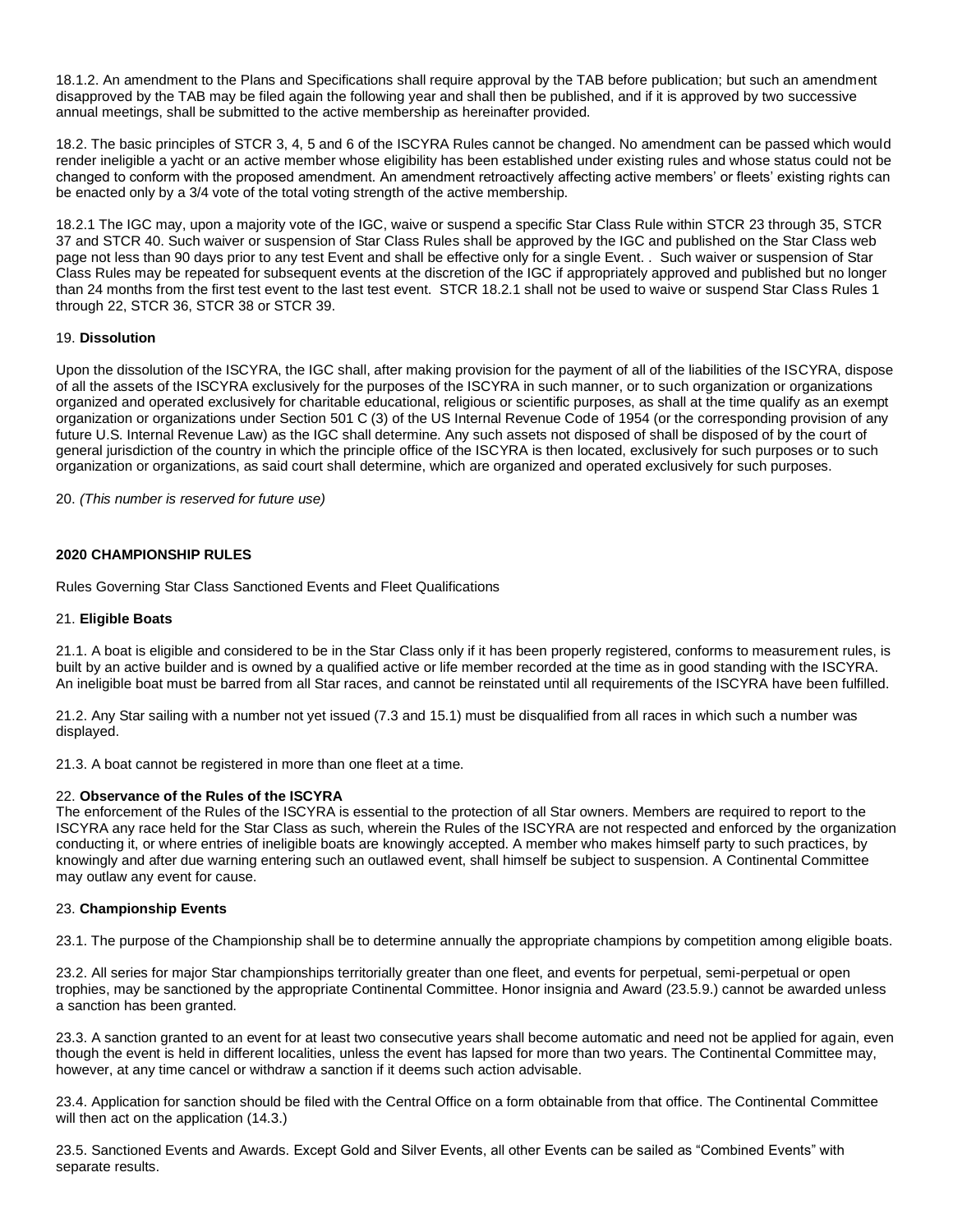18.1.2. An amendment to the Plans and Specifications shall require approval by the TAB before publication; but such an amendment disapproved by the TAB may be filed again the following year and shall then be published, and if it is approved by two successive annual meetings, shall be submitted to the active membership as hereinafter provided.

18.2. The basic principles of STCR 3, 4, 5 and 6 of the ISCYRA Rules cannot be changed. No amendment can be passed which would render ineligible a yacht or an active member whose eligibility has been established under existing rules and whose status could not be changed to conform with the proposed amendment. An amendment retroactively affecting active members' or fleets' existing rights can be enacted only by a 3/4 vote of the total voting strength of the active membership.

18.2.1 The IGC may, upon a majority vote of the IGC, waive or suspend a specific Star Class Rule within STCR 23 through 35, STCR 37 and STCR 40. Such waiver or suspension of Star Class Rules shall be approved by the IGC and published on the Star Class web page not less than 90 days prior to any test Event and shall be effective only for a single Event. . Such waiver or suspension of Star Class Rules may be repeated for subsequent events at the discretion of the IGC if appropriately approved and published but no longer than 24 months from the first test event to the last test event. STCR 18.2.1 shall not be used to waive or suspend Star Class Rules 1 through 22, STCR 36, STCR 38 or STCR 39.

19. **Dissolution**

Upon the dissolution of the ISCYRA, the IGC shall, after making provision for the payment of all of the liabilities of the ISCYRA, dispose of all the assets of the ISCYRA exclusively for the purposes of the ISCYRA in such manner, or to such organization or organizations organized and operated exclusively for charitable educational, religious or scientific purposes, as shall at the time qualify as an exempt organization or organizations under Section 501 C (3) of the US Internal Revenue Code of 1954 (or the corresponding provision of any future U.S. Internal Revenue Law) as the IGC shall determine. Any such assets not disposed of shall be disposed of by the court of general jurisdiction of the country in which the principle office of the ISCYRA is then located, exclusively for such purposes or to such organization or organizations, as said court shall determine, which are organized and operated exclusively for such purposes.

20. *(This number is reserved for future use)*

**2020 CHAMPIONSHIP RULES**

Rules Governing Star Class Sanctioned Events and Fleet Qualifications

21. **Eligible Boats**

21.1. A boat is eligible and considered to be in the Star Class only if it has been properly registered, conforms to measurement rules, is built by an active builder and is owned by a qualified active or life member recorded at the time as in good standing with the ISCYRA. An ineligible boat must be barred from all Star races, and cannot be reinstated until all requirements of the ISCYRA have been fulfilled.

21.2. Any Star sailing with a number not yet issued (7.3 and 15.1) must be disqualified from all races in which such a number was displayed.

21.3. A boat cannot be registered in more than one fleet at a time.

22. **Observance of the Rules of the ISCYRA**

The enforcement of the Rules of the ISCYRA is essential to the protection of all Star owners. Members are required to report to the ISCYRA any race held for the Star Class as such, wherein the Rules of the ISCYRA are not respected and enforced by the organization conducting it, or where entries of ineligible boats are knowingly accepted. A member who makes himself party to such practices, by knowingly and after due warning entering such an outlawed event, shall himself be subject to suspension. A Continental Committee may outlaw any event for cause.

23. **Championship Events**

23.1. The purpose of the Championship shall be to determine annually the appropriate champions by competition among eligible boats.

23.2. All series for major Star championships territorially greater than one fleet, and events for perpetual, semi-perpetual or open trophies, may be sanctioned by the appropriate Continental Committee. Honor insignia and Award (23.5.9.) cannot be awarded unless a sanction has been granted.

23.3. A sanction granted to an event for at least two consecutive years shall become automatic and need not be applied for again, even though the event is held in different localities, unless the event has lapsed for more than two years. The Continental Committee may, however, at any time cancel or withdraw a sanction if it deems such action advisable.

23.4. Application for sanction should be filed with the Central Office on a form obtainable from that office. The Continental Committee will then act on the application (14.3.)

23.5. Sanctioned Events and Awards. Except Gold and Silver Events, all other Events can be sailed as "Combined Events" with separate results.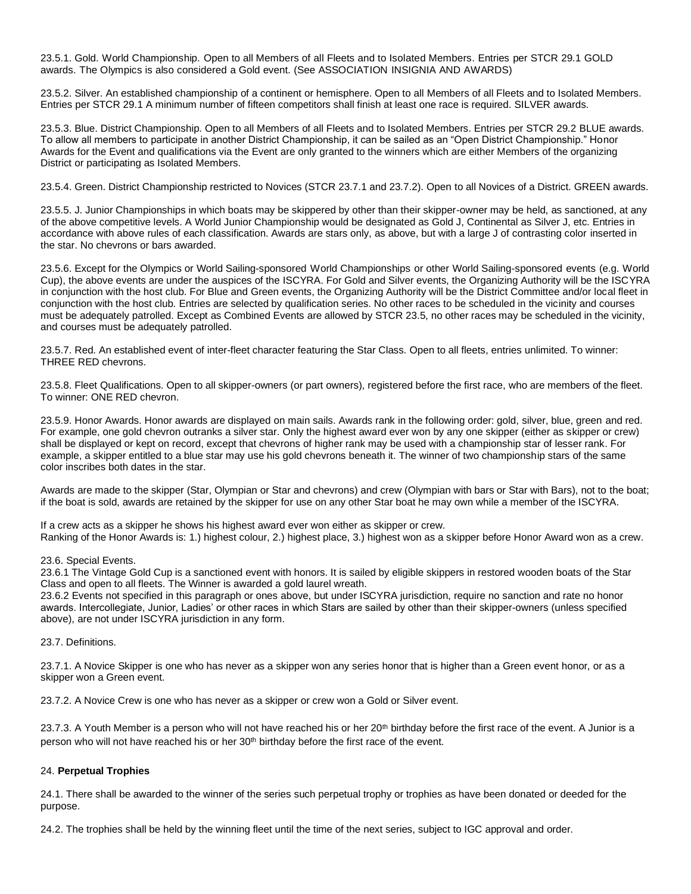23.5.1. Gold. World Championship. Open to all Members of all Fleets and to Isolated Members. Entries per STCR 29.1 GOLD awards. The Olympics is also considered a Gold event. (See ASSOCIATION INSIGNIA AND AWARDS)

23.5.2. Silver. An established championship of a continent or hemisphere. Open to all Members of all Fleets and to Isolated Members. Entries per STCR 29.1 A minimum number of fifteen competitors shall finish at least one race is required. SILVER awards.

23.5.3. Blue. District Championship. Open to all Members of all Fleets and to Isolated Members. Entries per STCR 29.2 BLUE awards. To allow all members to participate in another District Championship, it can be sailed as an "Open District Championship." Honor Awards for the Event and qualifications via the Event are only granted to the winners which are either Members of the organizing District or participating as Isolated Members.

23.5.4. Green. District Championship restricted to Novices (STCR 23.7.1 and 23.7.2). Open to all Novices of a District. GREEN awards.

23.5.5. J. Junior Championships in which boats may be skippered by other than their skipper-owner may be held, as sanctioned, at any of the above competitive levels. A World Junior Championship would be designated as Gold J, Continental as Silver J, etc. Entries in accordance with above rules of each classification. Awards are stars only, as above, but with a large J of contrasting color inserted in the star. No chevrons or bars awarded.

23.5.6. Except for the Olympics or World Sailing-sponsored World Championships or other World Sailing-sponsored events (e.g. World Cup), the above events are under the auspices of the ISCYRA. For Gold and Silver events, the Organizing Authority will be the ISCYRA in conjunction with the host club. For Blue and Green events, the Organizing Authority will be the District Committee and/or local fleet in conjunction with the host club. Entries are selected by qualification series. No other races to be scheduled in the vicinity and courses must be adequately patrolled. Except as Combined Events are allowed by STCR 23.5, no other races may be scheduled in the vicinity, and courses must be adequately patrolled.

23.5.7. Red. An established event of inter-fleet character featuring the Star Class. Open to all fleets, entries unlimited. To winner: THREE RED chevrons.

23.5.8. Fleet Qualifications. Open to all skipper-owners (or part owners), registered before the first race, who are members of the fleet. To winner: ONE RED chevron.

23.5.9. Honor Awards. Honor awards are displayed on main sails. Awards rank in the following order: gold, silver, blue, green and red. For example, one gold chevron outranks a silver star. Only the highest award ever won by any one skipper (either as skipper or crew) shall be displayed or kept on record, except that chevrons of higher rank may be used with a championship star of lesser rank. For example, a skipper entitled to a blue star may use his gold chevrons beneath it. The winner of two championship stars of the same color inscribes both dates in the star.

Awards are made to the skipper (Star, Olympian or Star and chevrons) and crew (Olympian with bars or Star with Bars), not to the boat; if the boat is sold, awards are retained by the skipper for use on any other Star boat he may own while a member of the ISCYRA.

If a crew acts as a skipper he shows his highest award ever won either as skipper or crew.
Ranking of the Honor Awards is: 1.) highest colour, 2.) highest place, 3.) highest won as a skipper before Honor Award won as a crew.

23.6. Special Events.
23.6.1 The Vintage Gold Cup is a sanctioned event with honors. It is sailed by eligible skippers in restored wooden boats of the Star Class and open to all fleets. The Winner is awarded a gold laurel wreath.
23.6.2 Events not specified in this paragraph or ones above, but under ISCYRA jurisdiction, require no sanction and rate no honor awards. Intercollegiate, Junior, Ladies' or other races in which Stars are sailed by other than their skipper-owners (unless specified above), are not under ISCYRA jurisdiction in any form.

23.7. Definitions.

23.7.1. A Novice Skipper is one who has never as a skipper won any series honor that is higher than a Green event honor, or as a skipper won a Green event.

23.7.2. A Novice Crew is one who has never as a skipper or crew won a Gold or Silver event.

23.7.3. A Youth Member is a person who will not have reached his or her 20th birthday before the first race of the event. A Junior is a person who will not have reached his or her 30th birthday before the first race of the event.

## 24. **Perpetual Trophies**

24.1. There shall be awarded to the winner of the series such perpetual trophy or trophies as have been donated or deeded for the purpose.

24.2. The trophies shall be held by the winning fleet until the time of the next series, subject to IGC approval and order.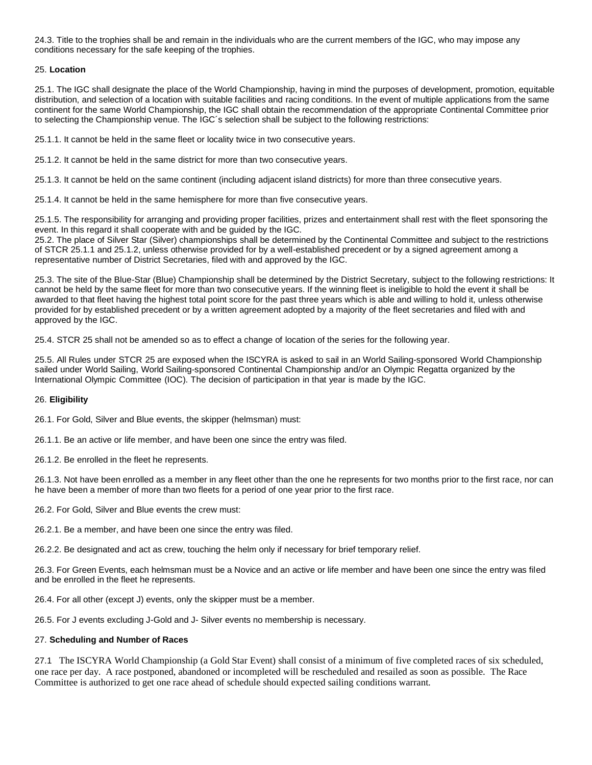24.3. Title to the trophies shall be and remain in the individuals who are the current members of the IGC, who may impose any conditions necessary for the safe keeping of the trophies.

25. **Location**

25.1. The IGC shall designate the place of the World Championship, having in mind the purposes of development, promotion, equitable distribution, and selection of a location with suitable facilities and racing conditions. In the event of multiple applications from the same continent for the same World Championship, the IGC shall obtain the recommendation of the appropriate Continental Committee prior to selecting the Championship venue. The IGC´s selection shall be subject to the following restrictions:

25.1.1. It cannot be held in the same fleet or locality twice in two consecutive years.

25.1.2. It cannot be held in the same district for more than two consecutive years.

25.1.3. It cannot be held on the same continent (including adjacent island districts) for more than three consecutive years.

25.1.4. It cannot be held in the same hemisphere for more than five consecutive years.

25.1.5. The responsibility for arranging and providing proper facilities, prizes and entertainment shall rest with the fleet sponsoring the event. In this regard it shall cooperate with and be guided by the IGC.
25.2. The place of Silver Star (Silver) championships shall be determined by the Continental Committee and subject to the restrictions of STCR 25.1.1 and 25.1.2, unless otherwise provided for by a well-established precedent or by a signed agreement among a representative number of District Secretaries, filed with and approved by the IGC.

25.3. The site of the Blue-Star (Blue) Championship shall be determined by the District Secretary, subject to the following restrictions: It cannot be held by the same fleet for more than two consecutive years. If the winning fleet is ineligible to hold the event it shall be awarded to that fleet having the highest total point score for the past three years which is able and willing to hold it, unless otherwise provided for by established precedent or by a written agreement adopted by a majority of the fleet secretaries and filed with and approved by the IGC.

25.4. STCR 25 shall not be amended so as to effect a change of location of the series for the following year.

25.5. All Rules under STCR 25 are exposed when the ISCYRA is asked to sail in an World Sailing-sponsored World Championship sailed under World Sailing, World Sailing-sponsored Continental Championship and/or an Olympic Regatta organized by the International Olympic Committee (IOC). The decision of participation in that year is made by the IGC.

26. **Eligibility**

26.1. For Gold, Silver and Blue events, the skipper (helmsman) must:

26.1.1. Be an active or life member, and have been one since the entry was filed.

26.1.2. Be enrolled in the fleet he represents.

26.1.3. Not have been enrolled as a member in any fleet other than the one he represents for two months prior to the first race, nor can he have been a member of more than two fleets for a period of one year prior to the first race.

26.2. For Gold, Silver and Blue events the crew must:

26.2.1. Be a member, and have been one since the entry was filed.

26.2.2. Be designated and act as crew, touching the helm only if necessary for brief temporary relief.

26.3. For Green Events, each helmsman must be a Novice and an active or life member and have been one since the entry was filed and be enrolled in the fleet he represents.

26.4. For all other (except J) events, only the skipper must be a member.

26.5. For J events excluding J-Gold and J- Silver events no membership is necessary.

27. **Scheduling and Number of Races**

27.1 The ISCYRA World Championship (a Gold Star Event) shall consist of a minimum of five completed races of six scheduled, one race per day. A race postponed, abandoned or incompleted will be rescheduled and resailed as soon as possible. The Race Committee is authorized to get one race ahead of schedule should expected sailing conditions warrant.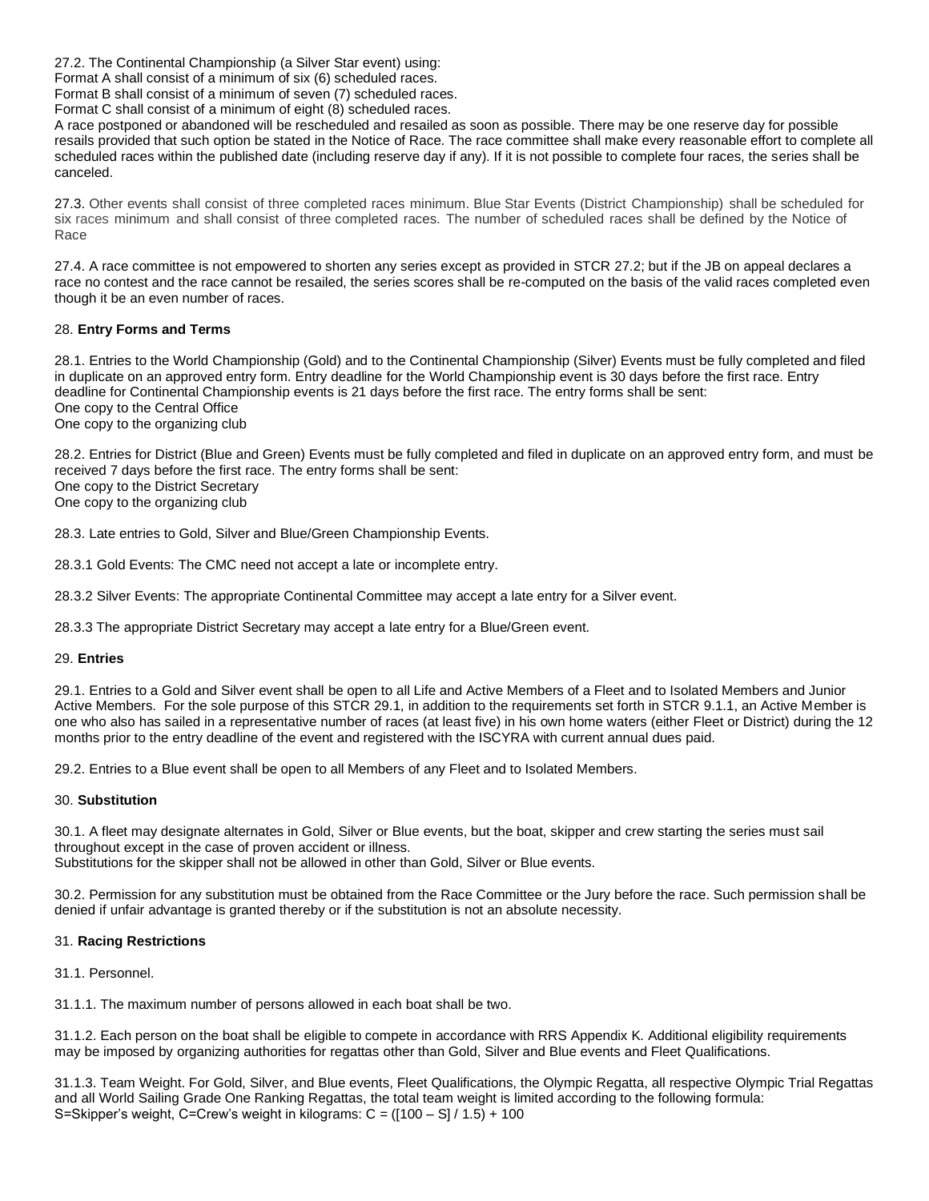27.2. The Continental Championship (a Silver Star event) using:
Format A shall consist of a minimum of six (6) scheduled races.
Format B shall consist of a minimum of seven (7) scheduled races.
Format C shall consist of a minimum of eight (8) scheduled races.
A race postponed or abandoned will be rescheduled and resailed as soon as possible. There may be one reserve day for possible resails provided that such option be stated in the Notice of Race. The race committee shall make every reasonable effort to complete all scheduled races within the published date (including reserve day if any). If it is not possible to complete four races, the series shall be canceled.

27.3. Other events shall consist of three completed races minimum. Blue Star Events (District Championship) shall be scheduled for six races minimum and shall consist of three completed races. The number of scheduled races shall be defined by the Notice of Race

27.4. A race committee is not empowered to shorten any series except as provided in STCR 27.2; but if the JB on appeal declares a race no contest and the race cannot be resailed, the series scores shall be re-computed on the basis of the valid races completed even though it be an even number of races.

28. **Entry Forms and Terms**

28.1. Entries to the World Championship (Gold) and to the Continental Championship (Silver) Events must be fully completed and filed in duplicate on an approved entry form. Entry deadline for the World Championship event is 30 days before the first race. Entry deadline for Continental Championship events is 21 days before the first race. The entry forms shall be sent:
One copy to the Central Office
One copy to the organizing club

28.2. Entries for District (Blue and Green) Events must be fully completed and filed in duplicate on an approved entry form, and must be received 7 days before the first race. The entry forms shall be sent:
One copy to the District Secretary
One copy to the organizing club

28.3. Late entries to Gold, Silver and Blue/Green Championship Events.

28.3.1 Gold Events: The CMC need not accept a late or incomplete entry.

28.3.2 Silver Events: The appropriate Continental Committee may accept a late entry for a Silver event.

28.3.3 The appropriate District Secretary may accept a late entry for a Blue/Green event.

29. **Entries**

29.1. Entries to a Gold and Silver event shall be open to all Life and Active Members of a Fleet and to Isolated Members and Junior Active Members. For the sole purpose of this STCR 29.1, in addition to the requirements set forth in STCR 9.1.1, an Active Member is one who also has sailed in a representative number of races (at least five) in his own home waters (either Fleet or District) during the 12 months prior to the entry deadline of the event and registered with the ISCYRA with current annual dues paid.

29.2. Entries to a Blue event shall be open to all Members of any Fleet and to Isolated Members.

30. **Substitution**

30.1. A fleet may designate alternates in Gold, Silver or Blue events, but the boat, skipper and crew starting the series must sail throughout except in the case of proven accident or illness.
Substitutions for the skipper shall not be allowed in other than Gold, Silver or Blue events.

30.2. Permission for any substitution must be obtained from the Race Committee or the Jury before the race. Such permission shall be denied if unfair advantage is granted thereby or if the substitution is not an absolute necessity.

31. **Racing Restrictions**

31.1. Personnel.

31.1.1. The maximum number of persons allowed in each boat shall be two.

31.1.2. Each person on the boat shall be eligible to compete in accordance with RRS Appendix K. Additional eligibility requirements may be imposed by organizing authorities for regattas other than Gold, Silver and Blue events and Fleet Qualifications.

31.1.3. Team Weight. For Gold, Silver, and Blue events, Fleet Qualifications, the Olympic Regatta, all respective Olympic Trial Regattas and all World Sailing Grade One Ranking Regattas, the total team weight is limited according to the following formula:
S=Skipper's weight, C=Crew's weight in kilograms: $C = ([100 – S] / 1.5) + 100$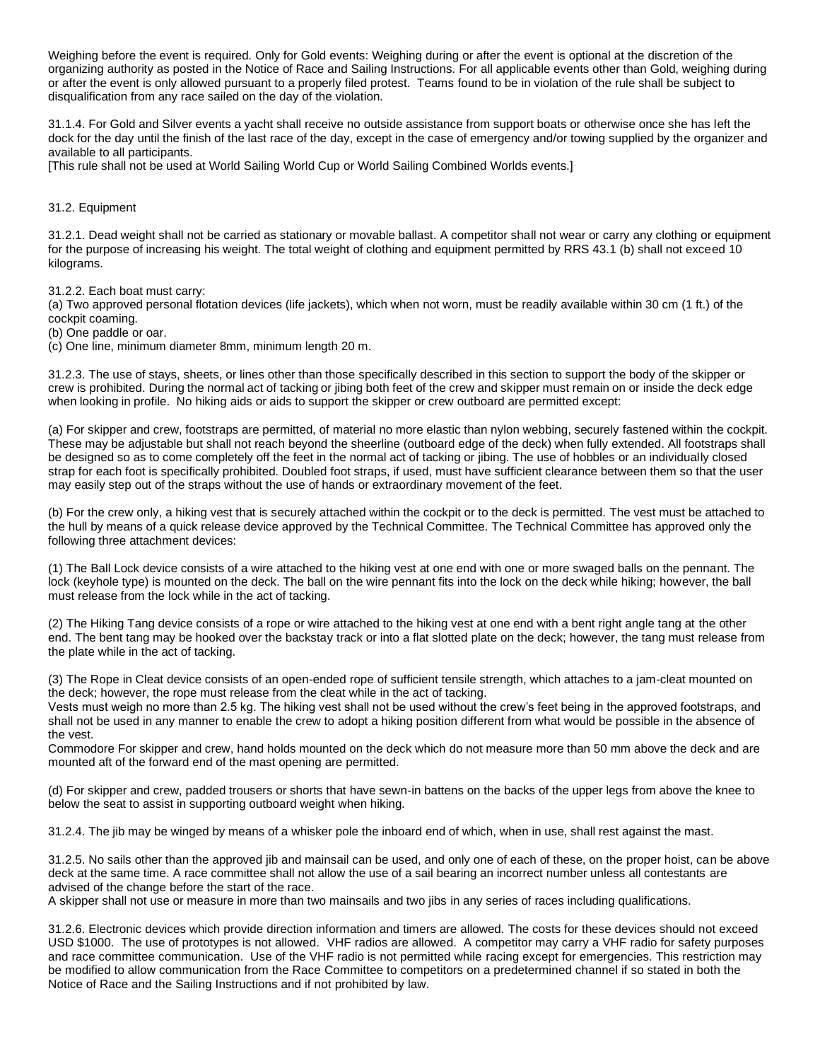Weighing before the event is required. Only for Gold events: Weighing during or after the event is optional at the discretion of the organizing authority as posted in the Notice of Race and Sailing Instructions. For all applicable events other than Gold, weighing during or after the event is only allowed pursuant to a properly filed protest. Teams found to be in violation of the rule shall be subject to disqualification from any race sailed on the day of the violation.

31.1.4. For Gold and Silver events a yacht shall receive no outside assistance from support boats or otherwise once she has left the dock for the day until the finish of the last race of the day, except in the case of emergency and/or towing supplied by the organizer and available to all participants.
[This rule shall not be used at World Sailing World Cup or World Sailing Combined Worlds events.]

31.2. Equipment

31.2.1. Dead weight shall not be carried as stationary or movable ballast. A competitor shall not wear or carry any clothing or equipment for the purpose of increasing his weight. The total weight of clothing and equipment permitted by RRS 43.1 (b) shall not exceed 10 kilograms.

31.2.2. Each boat must carry:
(a) Two approved personal flotation devices (life jackets), which when not worn, must be readily available within 30 cm (1 ft.) of the cockpit coaming.
(b) One paddle or oar.
(c) One line, minimum diameter 8mm, minimum length 20 m.

31.2.3. The use of stays, sheets, or lines other than those specifically described in this section to support the body of the skipper or crew is prohibited. During the normal act of tacking or jibing both feet of the crew and skipper must remain on or inside the deck edge when looking in profile. No hiking aids or aids to support the skipper or crew outboard are permitted except:

(a) For skipper and crew, footstraps are permitted, of material no more elastic than nylon webbing, securely fastened within the cockpit. These may be adjustable but shall not reach beyond the sheerline (outboard edge of the deck) when fully extended. All footstraps shall be designed so as to come completely off the feet in the normal act of tacking or jibing. The use of hobbles or an individually closed strap for each foot is specifically prohibited. Doubled foot straps, if used, must have sufficient clearance between them so that the user may easily step out of the straps without the use of hands or extraordinary movement of the feet.

(b) For the crew only, a hiking vest that is securely attached within the cockpit or to the deck is permitted. The vest must be attached to the hull by means of a quick release device approved by the Technical Committee. The Technical Committee has approved only the following three attachment devices:

(1) The Ball Lock device consists of a wire attached to the hiking vest at one end with one or more swaged balls on the pennant. The lock (keyhole type) is mounted on the deck. The ball on the wire pennant fits into the lock on the deck while hiking; however, the ball must release from the lock while in the act of tacking.

(2) The Hiking Tang device consists of a rope or wire attached to the hiking vest at one end with a bent right angle tang at the other end. The bent tang may be hooked over the backstay track or into a flat slotted plate on the deck; however, the tang must release from the plate while in the act of tacking.

(3) The Rope in Cleat device consists of an open-ended rope of sufficient tensile strength, which attaches to a jam-cleat mounted on the deck; however, the rope must release from the cleat while in the act of tacking.
Vests must weigh no more than 2.5 kg. The hiking vest shall not be used without the crew's feet being in the approved footstraps, and shall not be used in any manner to enable the crew to adopt a hiking position different from what would be possible in the absence of the vest.
Commodore For skipper and crew, hand holds mounted on the deck which do not measure more than 50 mm above the deck and are mounted aft of the forward end of the mast opening are permitted.

(d) For skipper and crew, padded trousers or shorts that have sewn-in battens on the backs of the upper legs from above the knee to below the seat to assist in supporting outboard weight when hiking.

31.2.4. The jib may be winged by means of a whisker pole the inboard end of which, when in use, shall rest against the mast.

31.2.5. No sails other than the approved jib and mainsail can be used, and only one of each of these, on the proper hoist, can be above deck at the same time. A race committee shall not allow the use of a sail bearing an incorrect number unless all contestants are advised of the change before the start of the race.
A skipper shall not use or measure in more than two mainsails and two jibs in any series of races including qualifications.

31.2.6. Electronic devices which provide direction information and timers are allowed. The costs for these devices should not exceed USD $1000. The use of prototypes is not allowed. VHF radios are allowed. A competitor may carry a VHF radio for safety purposes and race committee communication. Use of the VHF radio is not permitted while racing except for emergencies. This restriction may be modified to allow communication from the Race Committee to competitors on a predetermined channel if so stated in both the Notice of Race and the Sailing Instructions and if not prohibited by law.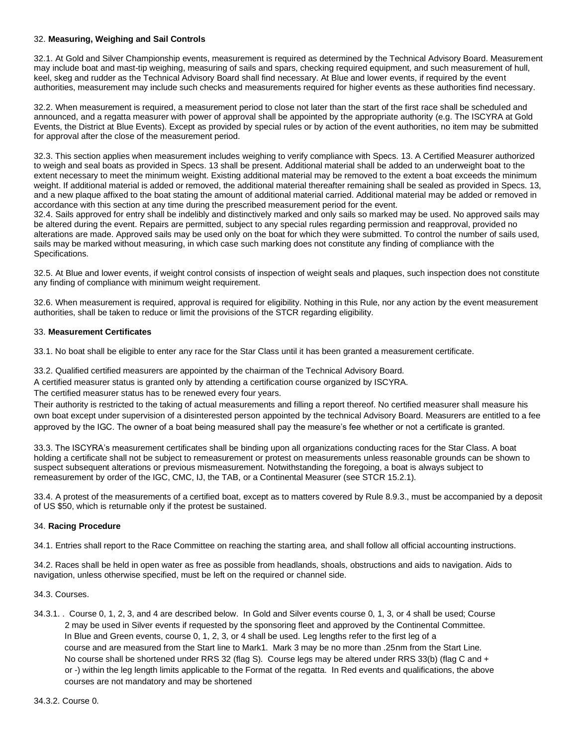32. **Measuring, Weighing and Sail Controls**

32.1. At Gold and Silver Championship events, measurement is required as determined by the Technical Advisory Board. Measurement may include boat and mast-tip weighing, measuring of sails and spars, checking required equipment, and such measurement of hull, keel, skeg and rudder as the Technical Advisory Board shall find necessary. At Blue and lower events, if required by the event authorities, measurement may include such checks and measurements required for higher events as these authorities find necessary.

32.2. When measurement is required, a measurement period to close not later than the start of the first race shall be scheduled and announced, and a regatta measurer with power of approval shall be appointed by the appropriate authority (e.g. The ISCYRA at Gold Events, the District at Blue Events). Except as provided by special rules or by action of the event authorities, no item may be submitted for approval after the close of the measurement period.

32.3. This section applies when measurement includes weighing to verify compliance with Specs. 13. A Certified Measurer authorized to weigh and seal boats as provided in Specs. 13 shall be present. Additional material shall be added to an underweight boat to the extent necessary to meet the minimum weight. Existing additional material may be removed to the extent a boat exceeds the minimum weight. If additional material is added or removed, the additional material thereafter remaining shall be sealed as provided in Specs. 13, and a new plaque affixed to the boat stating the amount of additional material carried. Additional material may be added or removed in accordance with this section at any time during the prescribed measurement period for the event.

32.4. Sails approved for entry shall be indelibly and distinctively marked and only sails so marked may be used. No approved sails may be altered during the event. Repairs are permitted, subject to any special rules regarding permission and reapproval, provided no alterations are made. Approved sails may be used only on the boat for which they were submitted. To control the number of sails used, sails may be marked without measuring, in which case such marking does not constitute any finding of compliance with the Specifications.

32.5. At Blue and lower events, if weight control consists of inspection of weight seals and plaques, such inspection does not constitute any finding of compliance with minimum weight requirement.

32.6. When measurement is required, approval is required for eligibility. Nothing in this Rule, nor any action by the event measurement authorities, shall be taken to reduce or limit the provisions of the STCR regarding eligibility.

33. **Measurement Certificates**

33.1. No boat shall be eligible to enter any race for the Star Class until it has been granted a measurement certificate.

33.2. Qualified certified measurers are appointed by the chairman of the Technical Advisory Board.
A certified measurer status is granted only by attending a certification course organized by ISCYRA.
The certified measurer status has to be renewed every four years.
Their authority is restricted to the taking of actual measurements and filling a report thereof. No certified measurer shall measure his own boat except under supervision of a disinterested person appointed by the technical Advisory Board. Measurers are entitled to a fee approved by the IGC. The owner of a boat being measured shall pay the measure's fee whether or not a certificate is granted.

33.3. The ISCYRA's measurement certificates shall be binding upon all organizations conducting races for the Star Class. A boat holding a certificate shall not be subject to remeasurement or protest on measurements unless reasonable grounds can be shown to suspect subsequent alterations or previous mismeasurement. Notwithstanding the foregoing, a boat is always subject to remeasurement by order of the IGC, CMC, IJ, the TAB, or a Continental Measurer (see STCR 15.2.1).

33.4. A protest of the measurements of a certified boat, except as to matters covered by Rule 8.9.3., must be accompanied by a deposit of US $50, which is returnable only if the protest be sustained.

34. **Racing Procedure**

34.1. Entries shall report to the Race Committee on reaching the starting area, and shall follow all official accounting instructions.

34.2. Races shall be held in open water as free as possible from headlands, shoals, obstructions and aids to navigation. Aids to navigation, unless otherwise specified, must be left on the required or channel side.

34.3. Courses.

34.3.1. . Course 0, 1, 2, 3, and 4 are described below. In Gold and Silver events course 0, 1, 3, or 4 shall be used; Course 2 may be used in Silver events if requested by the sponsoring fleet and approved by the Continental Committee. In Blue and Green events, course 0, 1, 2, 3, or 4 shall be used. Leg lengths refer to the first leg of a course and are measured from the Start line to Mark1. Mark 3 may be no more than .25nm from the Start Line. No course shall be shortened under RRS 32 (flag S). Course legs may be altered under RRS 33(b) (flag C and + or -) within the leg length limits applicable to the Format of the regatta. In Red events and qualifications, the above courses are not mandatory and may be shortened

34.3.2. Course 0.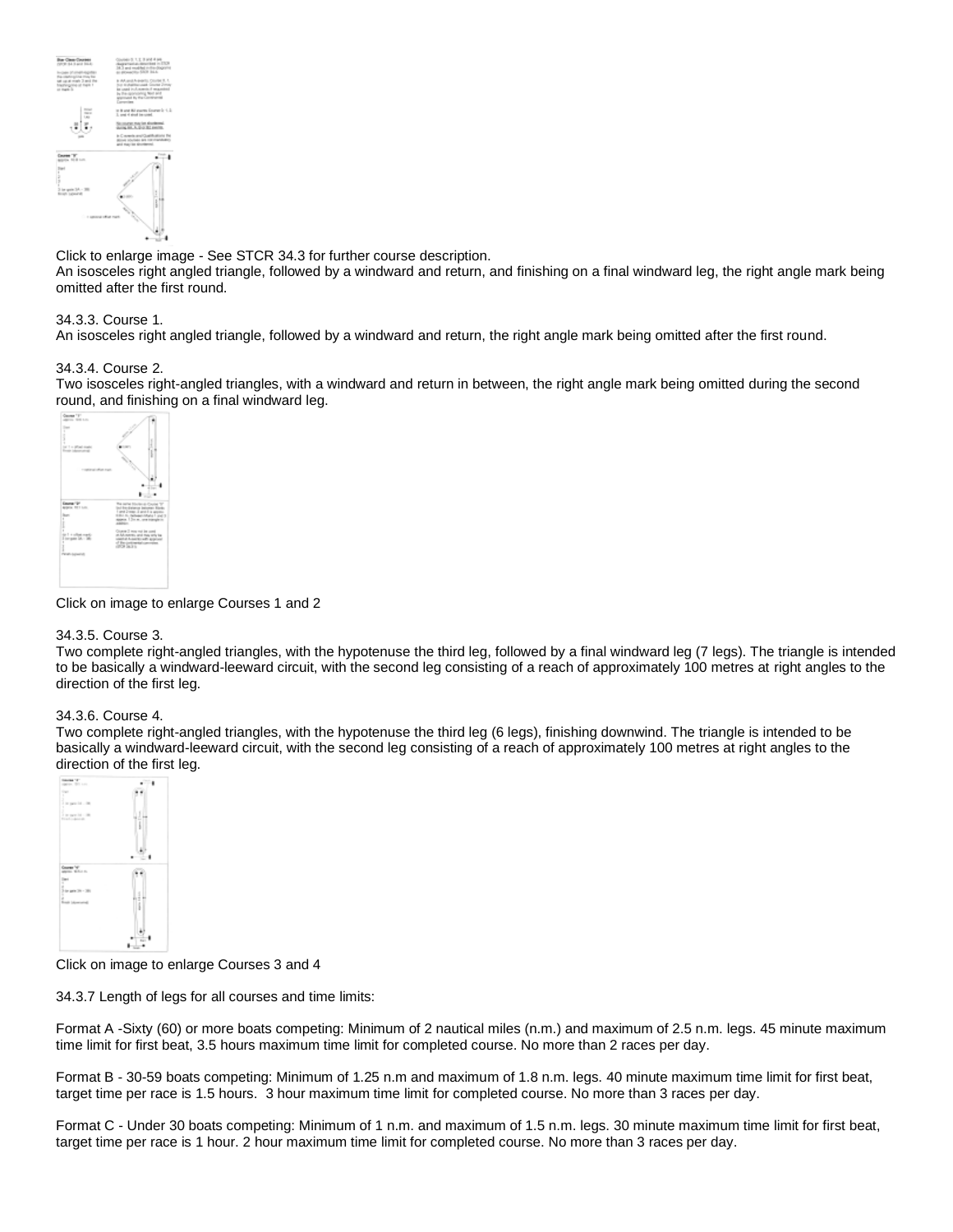Click to enlarge image - See STCR 34.3 for further course description.
An isosceles right angled triangle, followed by a windward and return, and finishing on a final windward leg, the right angle mark being omitted after the first round.

34.3.3. Course 1.
An isosceles right angled triangle, followed by a windward and return, the right angle mark being omitted after the first round.

34.3.4. Course 2.
Two isosceles right-angled triangles, with a windward and return in between, the right angle mark being omitted during the second round, and finishing on a final windward leg.

Click on image to enlarge Courses 1 and 2

34.3.5. Course 3.
Two complete right-angled triangles, with the hypotenuse the third leg, followed by a final windward leg (7 legs). The triangle is intended to be basically a windward-leeward circuit, with the second leg consisting of a reach of approximately 100 metres at right angles to the direction of the first leg.

34.3.6. Course 4.
Two complete right-angled triangles, with the hypotenuse the third leg (6 legs), finishing downwind. The triangle is intended to be basically a windward-leeward circuit, with the second leg consisting of a reach of approximately 100 metres at right angles to the direction of the first leg.

Click on image to enlarge Courses 3 and 4

34.3.7 Length of legs for all courses and time limits:

Format A -Sixty (60) or more boats competing: Minimum of 2 nautical miles (n.m.) and maximum of 2.5 n.m. legs. 45 minute maximum time limit for first beat, 3.5 hours maximum time limit for completed course. No more than 2 races per day.

Format B - 30-59 boats competing: Minimum of 1.25 n.m and maximum of 1.8 n.m. legs. 40 minute maximum time limit for first beat, target time per race is 1.5 hours. 3 hour maximum time limit for completed course. No more than 3 races per day.

Format C - Under 30 boats competing: Minimum of 1 n.m. and maximum of 1.5 n.m. legs. 30 minute maximum time limit for first beat, target time per race is 1 hour. 2 hour maximum time limit for completed course. No more than 3 races per day.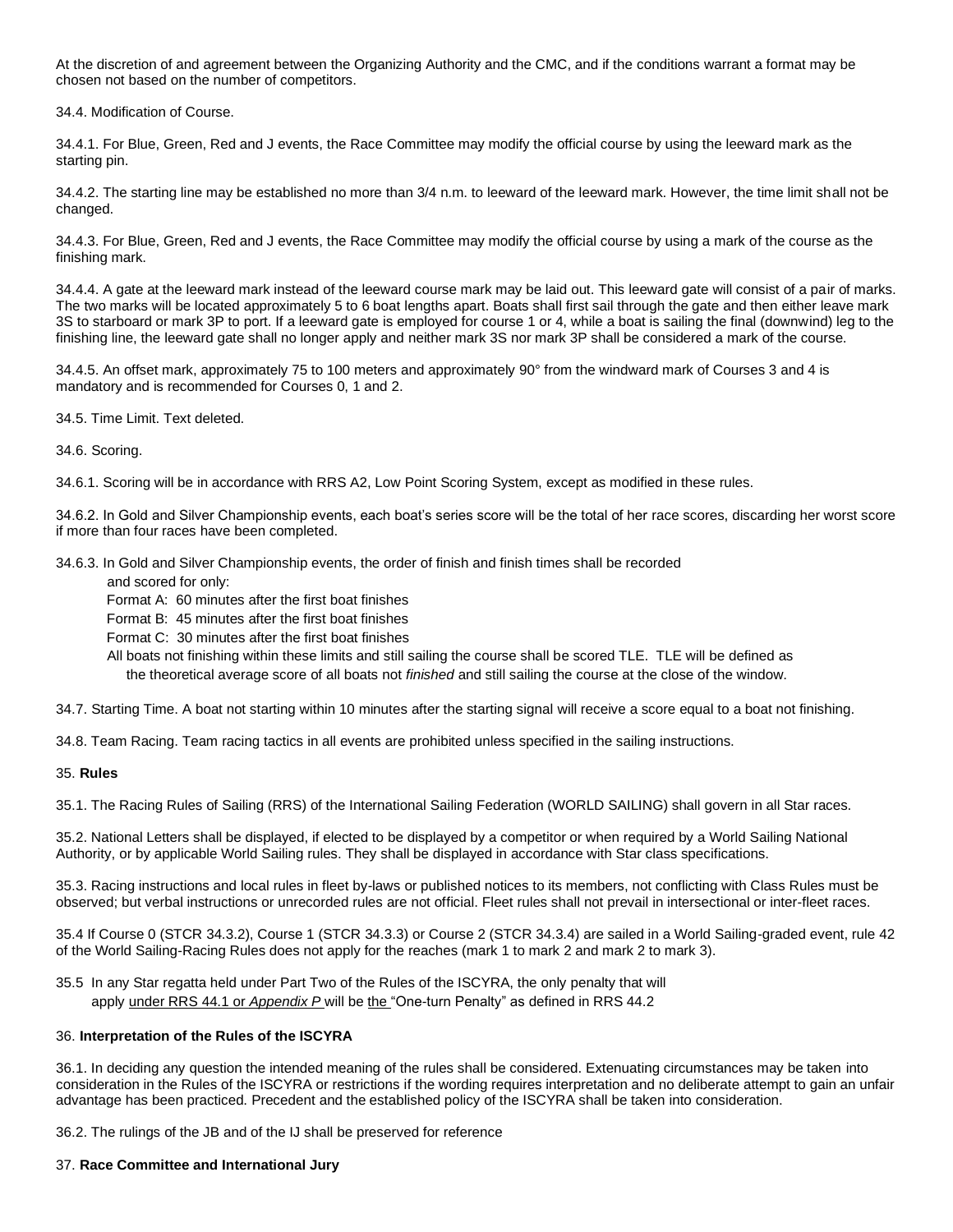At the discretion of and agreement between the Organizing Authority and the CMC, and if the conditions warrant a format may be chosen not based on the number of competitors.

34.4. Modification of Course.

34.4.1. For Blue, Green, Red and J events, the Race Committee may modify the official course by using the leeward mark as the starting pin.

34.4.2. The starting line may be established no more than 3/4 n.m. to leeward of the leeward mark. However, the time limit shall not be changed.

34.4.3. For Blue, Green, Red and J events, the Race Committee may modify the official course by using a mark of the course as the finishing mark.

34.4.4. A gate at the leeward mark instead of the leeward course mark may be laid out. This leeward gate will consist of a pair of marks. The two marks will be located approximately 5 to 6 boat lengths apart. Boats shall first sail through the gate and then either leave mark 3S to starboard or mark 3P to port. If a leeward gate is employed for course 1 or 4, while a boat is sailing the final (downwind) leg to the finishing line, the leeward gate shall no longer apply and neither mark 3S nor mark 3P shall be considered a mark of the course.

34.4.5. An offset mark, approximately 75 to 100 meters and approximately 90° from the windward mark of Courses 3 and 4 is mandatory and is recommended for Courses 0, 1 and 2.

34.5. Time Limit. Text deleted.

34.6. Scoring.

34.6.1. Scoring will be in accordance with RRS A2, Low Point Scoring System, except as modified in these rules.

34.6.2. In Gold and Silver Championship events, each boat's series score will be the total of her race scores, discarding her worst score if more than four races have been completed.

34.6.3. In Gold and Silver Championship events, the order of finish and finish times shall be recorded and scored for only:

Format A: 60 minutes after the first boat finishes
Format B: 45 minutes after the first boat finishes
Format C: 30 minutes after the first boat finishes

All boats not finishing within these limits and still sailing the course shall be scored TLE. TLE will be defined as the theoretical average score of all boats not *finished* and still sailing the course at the close of the window.

34.7. Starting Time. A boat not starting within 10 minutes after the starting signal will receive a score equal to a boat not finishing.

34.8. Team Racing. Team racing tactics in all events are prohibited unless specified in the sailing instructions.

## 35. **Rules**

35.1. The Racing Rules of Sailing (RRS) of the International Sailing Federation (WORLD SAILING) shall govern in all Star races.

35.2. National Letters shall be displayed, if elected to be displayed by a competitor or when required by a World Sailing National Authority, or by applicable World Sailing rules. They shall be displayed in accordance with Star class specifications.

35.3. Racing instructions and local rules in fleet by-laws or published notices to its members, not conflicting with Class Rules must be observed; but verbal instructions or unrecorded rules are not official. Fleet rules shall not prevail in intersectional or inter-fleet races.

35.4 If Course 0 (STCR 34.3.2), Course 1 (STCR 34.3.3) or Course 2 (STCR 34.3.4) are sailed in a World Sailing-graded event, rule 42 of the World Sailing-Racing Rules does not apply for the reaches (mark 1 to mark 2 and mark 2 to mark 3).

35.5 In any Star regatta held under Part Two of the Rules of the ISCYRA, the only penalty that will apply under RRS 44.1 or *Appendix P* will be the "One-turn Penalty" as defined in RRS 44.2

## 36. **Interpretation of the Rules of the ISCYRA**

36.1. In deciding any question the intended meaning of the rules shall be considered. Extenuating circumstances may be taken into consideration in the Rules of the ISCYRA or restrictions if the wording requires interpretation and no deliberate attempt to gain an unfair advantage has been practiced. Precedent and the established policy of the ISCYRA shall be taken into consideration.

36.2. The rulings of the JB and of the IJ shall be preserved for reference

## 37. **Race Committee and International Jury**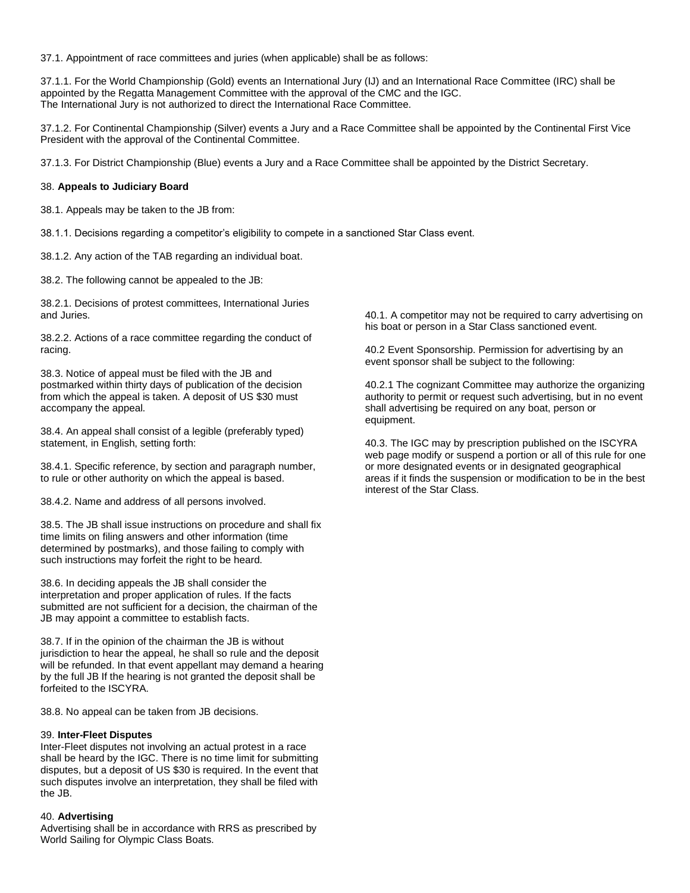37.1. Appointment of race committees and juries (when applicable) shall be as follows:

37.1.1. For the World Championship (Gold) events an International Jury (IJ) and an International Race Committee (IRC) shall be appointed by the Regatta Management Committee with the approval of the CMC and the IGC.
The International Jury is not authorized to direct the International Race Committee.

37.1.2. For Continental Championship (Silver) events a Jury and a Race Committee shall be appointed by the Continental First Vice President with the approval of the Continental Committee.

37.1.3. For District Championship (Blue) events a Jury and a Race Committee shall be appointed by the District Secretary.

38. **Appeals to Judiciary Board**

38.1. Appeals may be taken to the JB from:

38.1.1. Decisions regarding a competitor's eligibility to compete in a sanctioned Star Class event.

38.1.2. Any action of the TAB regarding an individual boat.

38.2. The following cannot be appealed to the JB:

38.2.1. Decisions of protest committees, International Juries and Juries.

38.2.2. Actions of a race committee regarding the conduct of racing.

38.3. Notice of appeal must be filed with the JB and postmarked within thirty days of publication of the decision from which the appeal is taken. A deposit of US $30 must accompany the appeal.

38.4. An appeal shall consist of a legible (preferably typed) statement, in English, setting forth:

38.4.1. Specific reference, by section and paragraph number, to rule or other authority on which the appeal is based.

38.4.2. Name and address of all persons involved.

38.5. The JB shall issue instructions on procedure and shall fix time limits on filing answers and other information (time determined by postmarks), and those failing to comply with such instructions may forfeit the right to be heard.

38.6. In deciding appeals the JB shall consider the interpretation and proper application of rules. If the facts submitted are not sufficient for a decision, the chairman of the JB may appoint a committee to establish facts.

38.7. If in the opinion of the chairman the JB is without jurisdiction to hear the appeal, he shall so rule and the deposit will be refunded. In that event appellant may demand a hearing by the full JB If the hearing is not granted the deposit shall be forfeited to the ISCYRA.

38.8. No appeal can be taken from JB decisions.

39. **Inter-Fleet Disputes**
Inter-Fleet disputes not involving an actual protest in a race shall be heard by the IGC. There is no time limit for submitting disputes, but a deposit of US $30 is required. In the event that such disputes involve an interpretation, they shall be filed with the JB.

40. **Advertising**
Advertising shall be in accordance with RRS as prescribed by World Sailing for Olympic Class Boats.

40.1. A competitor may not be required to carry advertising on his boat or person in a Star Class sanctioned event.

40.2 Event Sponsorship. Permission for advertising by an event sponsor shall be subject to the following:

40.2.1 The cognizant Committee may authorize the organizing authority to permit or request such advertising, but in no event shall advertising be required on any boat, person or equipment.

40.3. The IGC may by prescription published on the ISCYRA web page modify or suspend a portion or all of this rule for one or more designated events or in designated geographical areas if it finds the suspension or modification to be in the best interest of the Star Class.